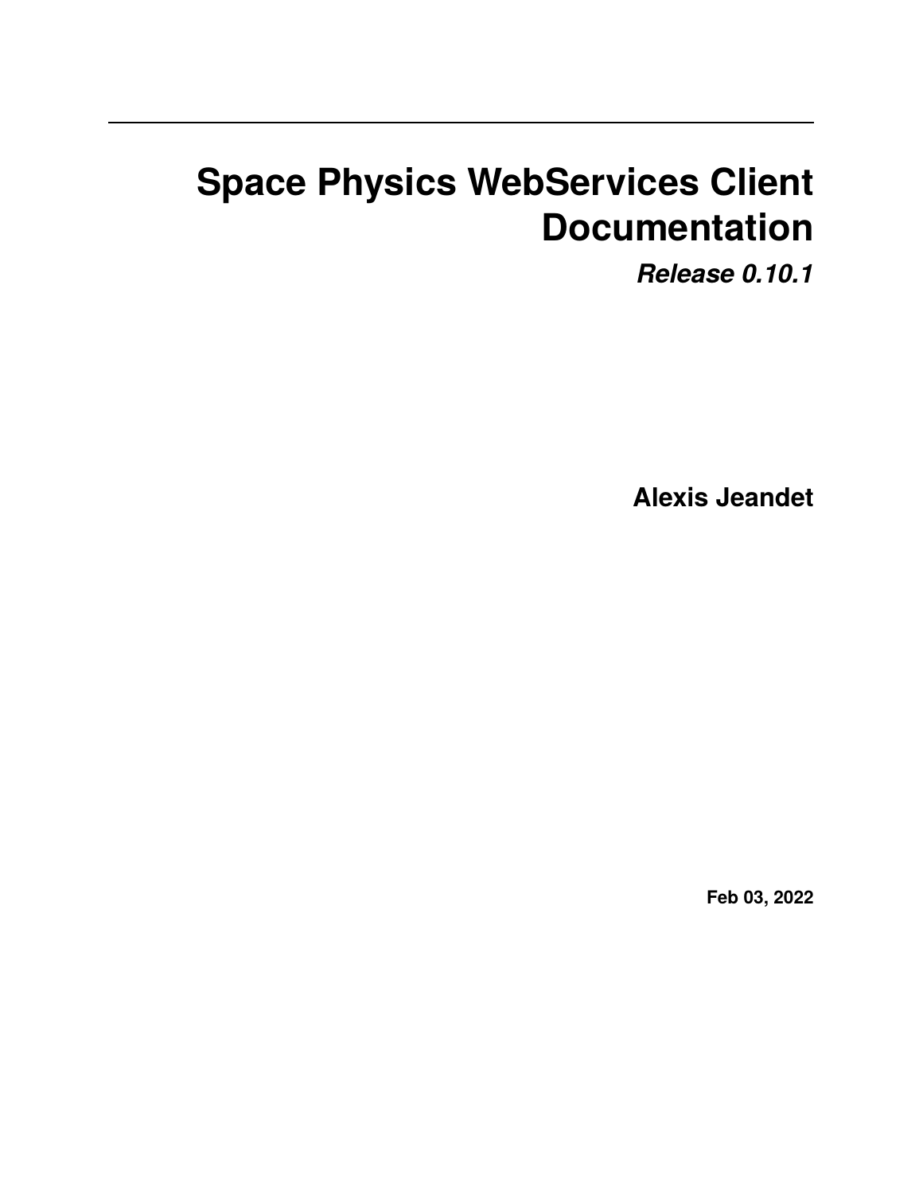# Space Physics WebServices Client Documentation

***Release 0.10.1***

**Alexis Jeandet**

**Feb 03, 2022**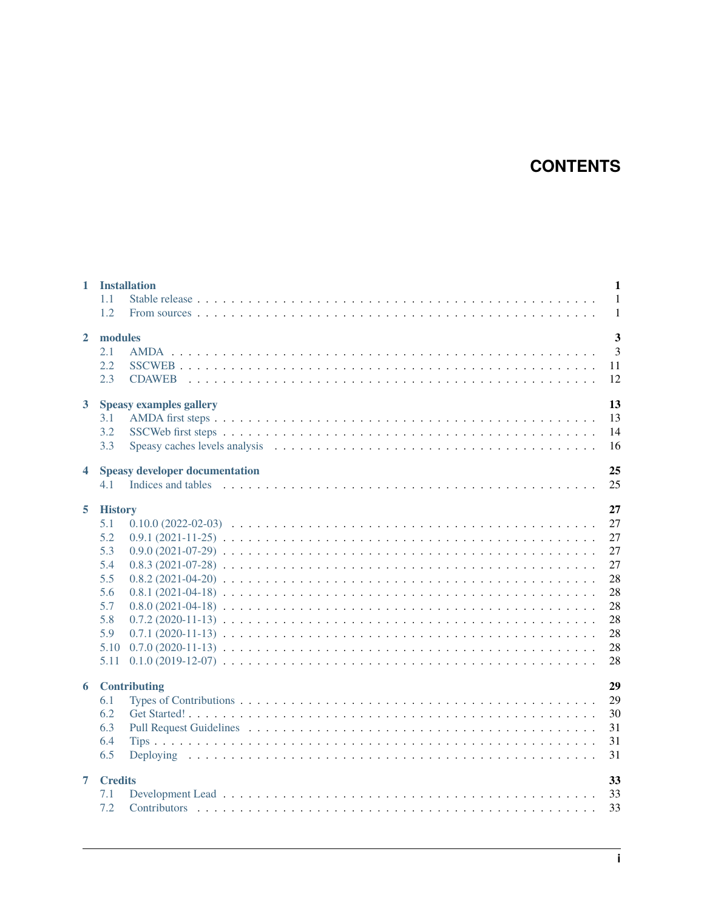# CONTENTS

- **1 Installation** — 1
  - 1.1 Stable release — 1
  - 1.2 From sources — 1
- **2 modules** — 3
  - 2.1 AMDA — 3
  - 2.2 SSCWEB — 11
  - 2.3 CDAWEB — 12
- **3 Speasy examples gallery** — 13
  - 3.1 AMDA first steps — 13
  - 3.2 SSCWeb first steps — 14
  - 3.3 Speasy caches levels analysis — 16
- **4 Speasy developer documentation** — 25
  - 4.1 Indices and tables — 25
- **5 History** — 27
  - 5.1 0.10.0 (2022-02-03) — 27
  - 5.2 0.9.1 (2021-11-25) — 27
  - 5.3 0.9.0 (2021-07-29) — 27
  - 5.4 0.8.3 (2021-07-28) — 27
  - 5.5 0.8.2 (2021-04-20) — 28
  - 5.6 0.8.1 (2021-04-18) — 28
  - 5.7 0.8.0 (2021-04-18) — 28
  - 5.8 0.7.2 (2020-11-13) — 28
  - 5.9 0.7.1 (2020-11-13) — 28
  - 5.10 0.7.0 (2020-11-13) — 28
  - 5.11 0.1.0 (2019-12-07) — 28
- **6 Contributing** — 29
  - 6.1 Types of Contributions — 29
  - 6.2 Get Started! — 30
  - 6.3 Pull Request Guidelines — 31
  - 6.4 Tips — 31
  - 6.5 Deploying — 31
- **7 Credits** — 33
  - 7.1 Development Lead — 33
  - 7.2 Contributors — 33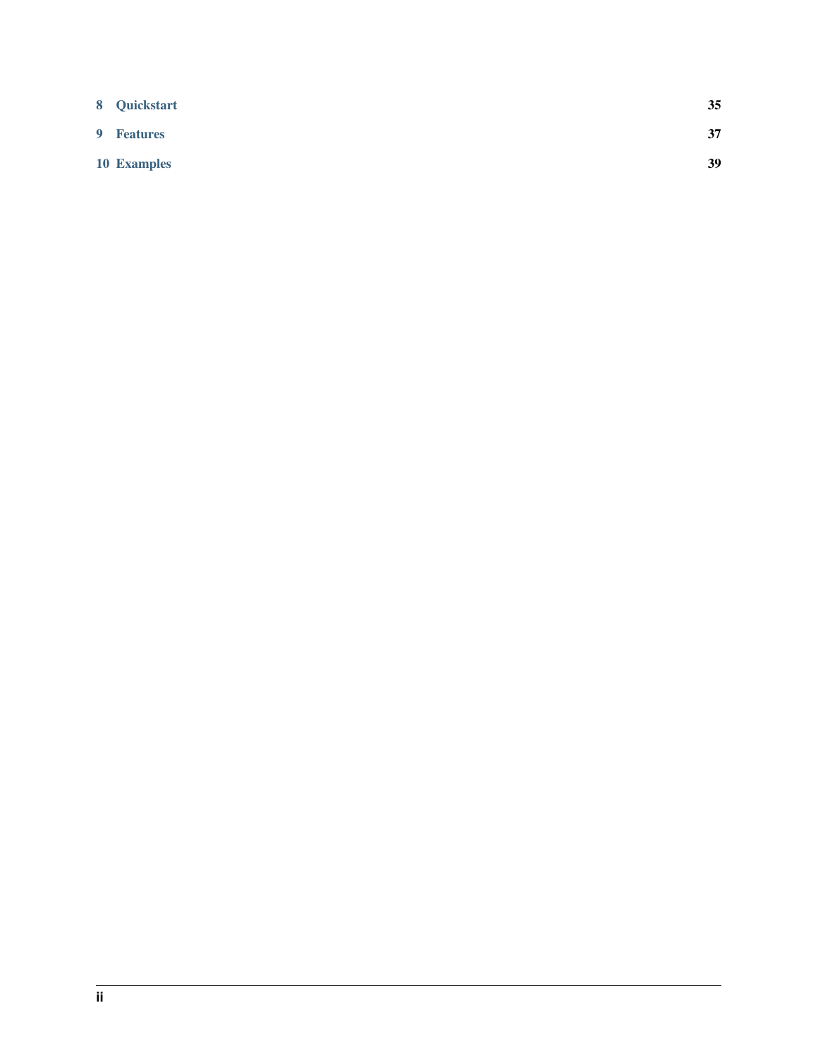| | |
|---|---|
| **8 Quickstart** | **35** |
| **9 Features** | **37** |
| **10 Examples** | **39** |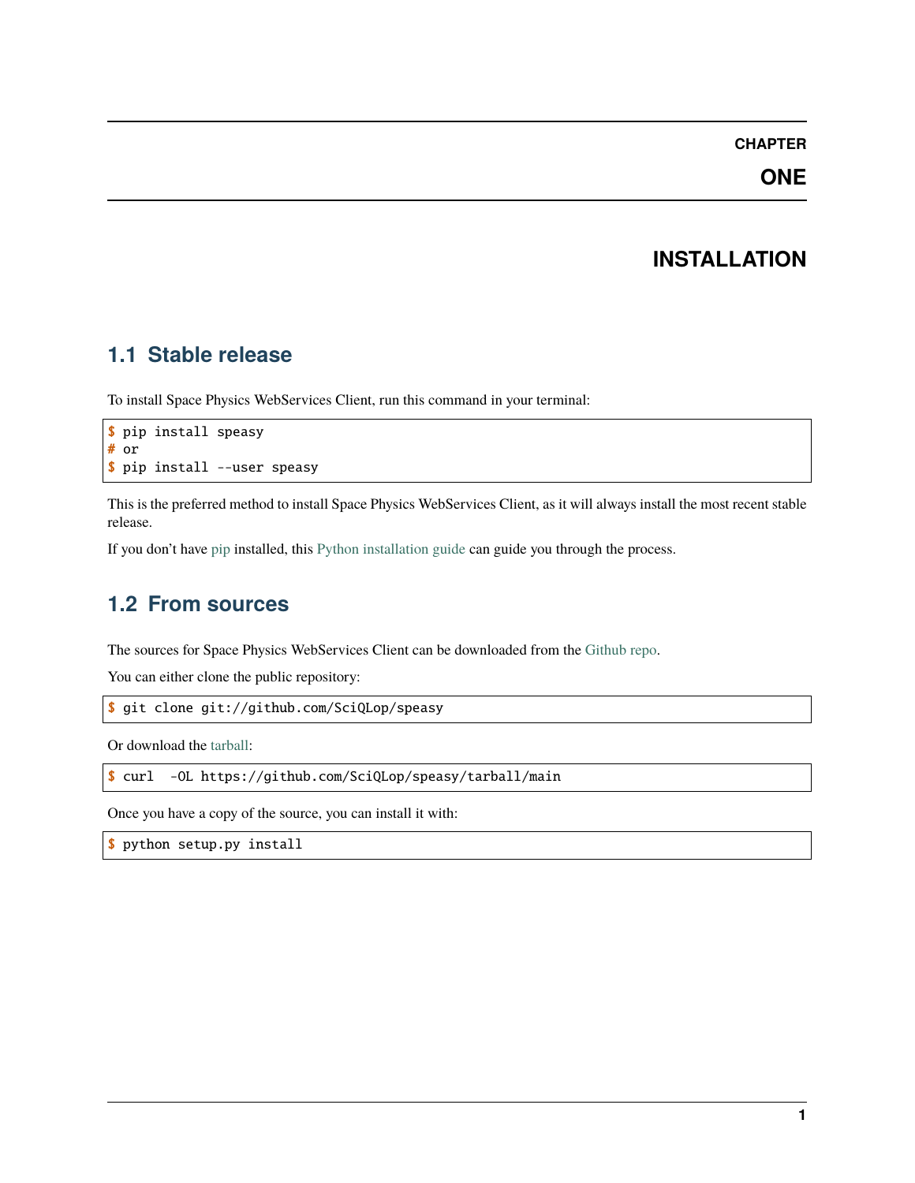# CHAPTER ONE

# INSTALLATION

## 1.1 Stable release

To install Space Physics WebServices Client, run this command in your terminal:

```
$ pip install speasy
# or
$ pip install --user speasy
```

This is the preferred method to install Space Physics WebServices Client, as it will always install the most recent stable release.

If you don't have pip installed, this Python installation guide can guide you through the process.

## 1.2 From sources

The sources for Space Physics WebServices Client can be downloaded from the Github repo.

You can either clone the public repository:

```
$ git clone git://github.com/SciQLop/speasy
```

Or download the tarball:

```
$ curl  -OL https://github.com/SciQLop/speasy/tarball/main
```

Once you have a copy of the source, you can install it with:

```
$ python setup.py install
```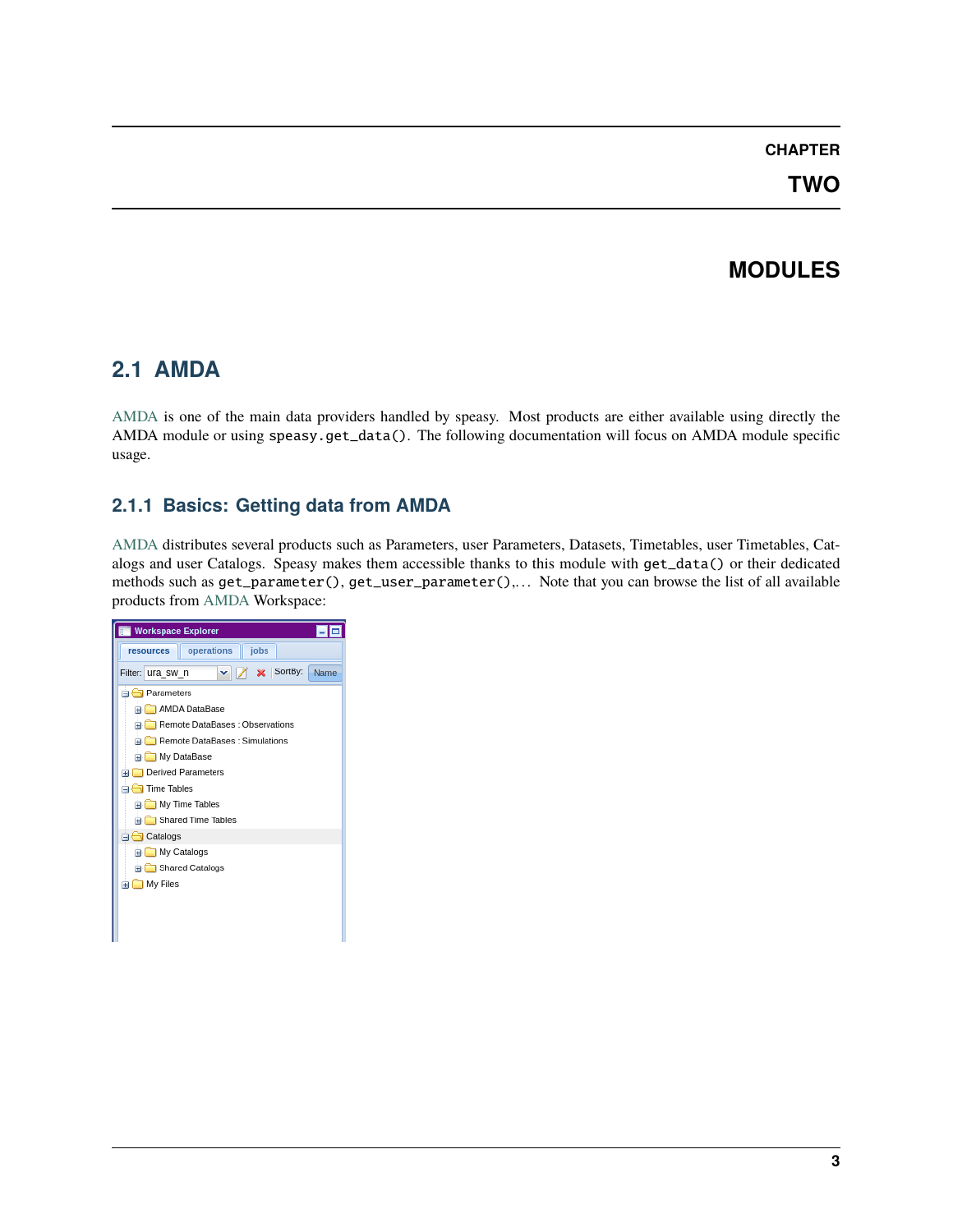# CHAPTER TWO

# MODULES

## 2.1 AMDA

AMDA is one of the main data providers handled by speasy. Most products are either available using directly the AMDA module or using `speasy.get_data()`. The following documentation will focus on AMDA module specific usage.

### 2.1.1 Basics: Getting data from AMDA

AMDA distributes several products such as Parameters, user Parameters, Datasets, Timetables, user Timetables, Catalogs and user Catalogs. Speasy makes them accessible thanks to this module with `get_data()` or their dedicated methods such as `get_parameter()`, `get_user_parameter()`,. . . Note that you can browse the list of all available products from AMDA Workspace: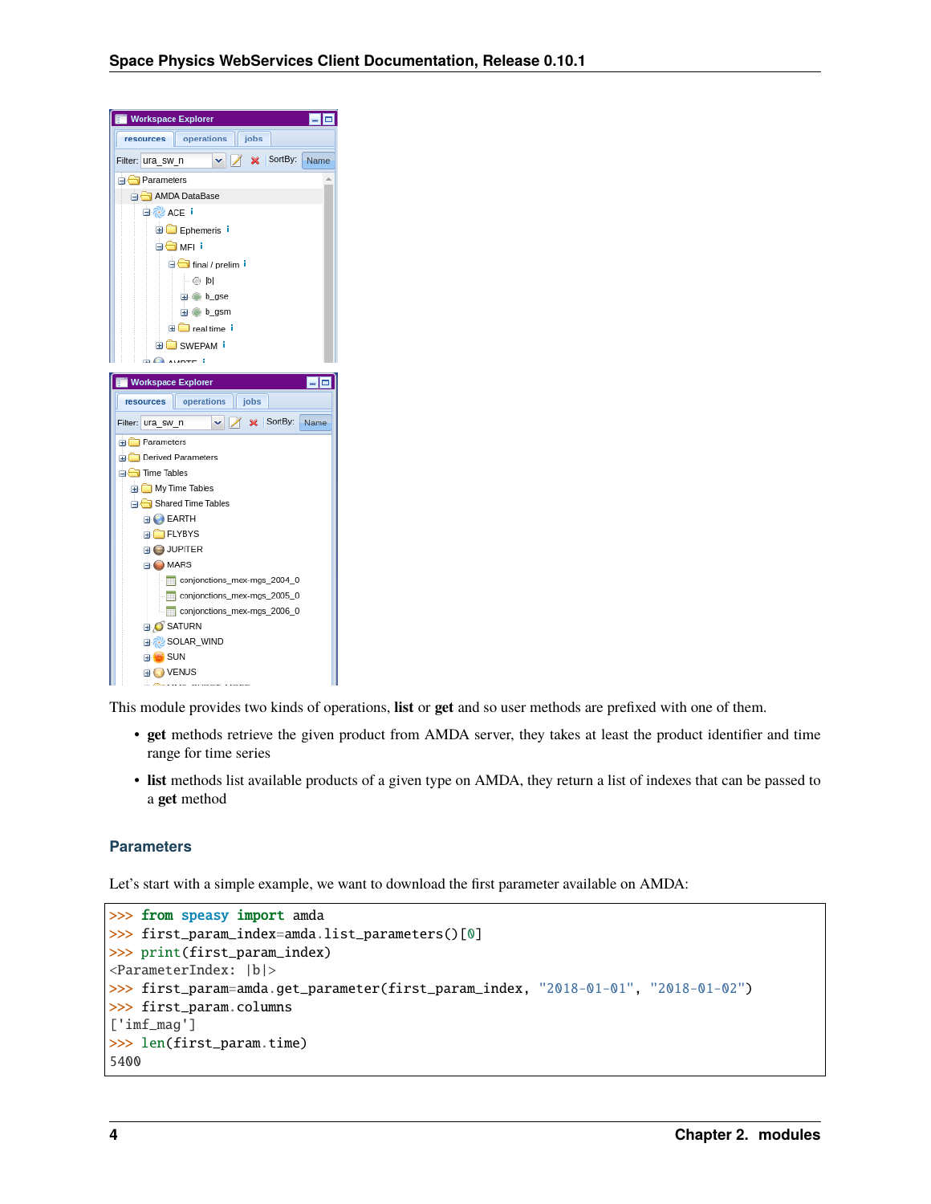This module provides two kinds of operations, **list** or **get** and so user methods are prefixed with one of them.

- **get** methods retrieve the given product from AMDA server, they takes at least the product identifier and time range for time series
- **list** methods list available products of a given type on AMDA, they return a list of indexes that can be passed to a **get** method

### Parameters

Let's start with a simple example, we want to download the first parameter available on AMDA:

```
>>> from speasy import amda
>>> first_param_index=amda.list_parameters()[0]
>>> print(first_param_index)
<ParameterIndex: |b|>
>>> first_param=amda.get_parameter(first_param_index, "2018-01-01", "2018-01-02")
>>> first_param.columns
['imf_mag']
>>> len(first_param.time)
5400
```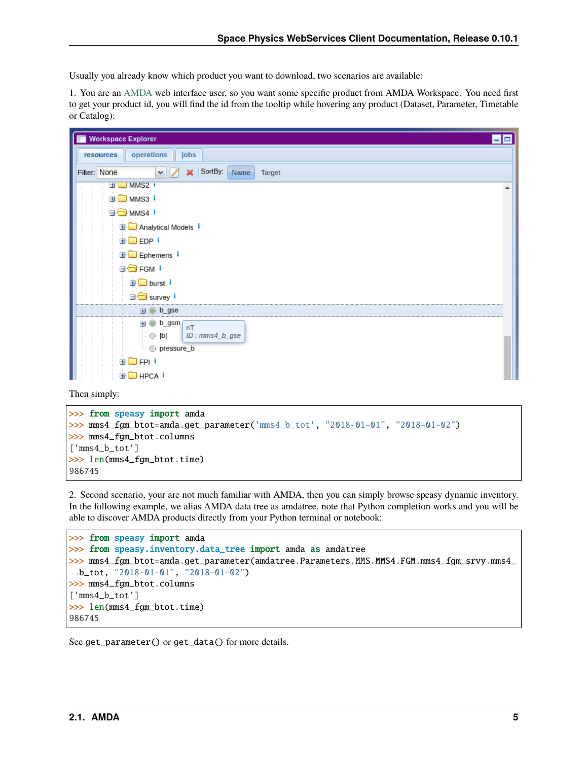Usually you already know which product you want to download, two scenarios are available:

1. You are an AMDA web interface user, so you want some specific product from AMDA Workspace. You need first to get your product id, you will find the id from the tooltip while hovering any product (Dataset, Parameter, Timetable or Catalog):

Then simply:

```
>>> from speasy import amda
>>> mms4_fgm_btot=amda.get_parameter('mms4_b_tot', "2018-01-01", "2018-01-02")
>>> mms4_fgm_btot.columns
['mms4_b_tot']
>>> len(mms4_fgm_btot.time)
986745
```

2. Second scenario, your are not much familiar with AMDA, then you can simply browse speasy dynamic inventory. In the following example, we alias AMDA data tree as amdatree, note that Python completion works and you will be able to discover AMDA products directly from your Python terminal or notebook:

```
>>> from speasy import amda
>>> from speasy.inventory.data_tree import amda as amdatree
>>> mms4_fgm_btot=amda.get_parameter(amdatree.Parameters.MMS.MMS4.FGM.mms4_fgm_srvy.mms4_b_tot, "2018-01-01", "2018-01-02")
>>> mms4_fgm_btot.columns
['mms4_b_tot']
>>> len(mms4_fgm_btot.time)
986745
```

See `get_parameter()` or `get_data()` for more details.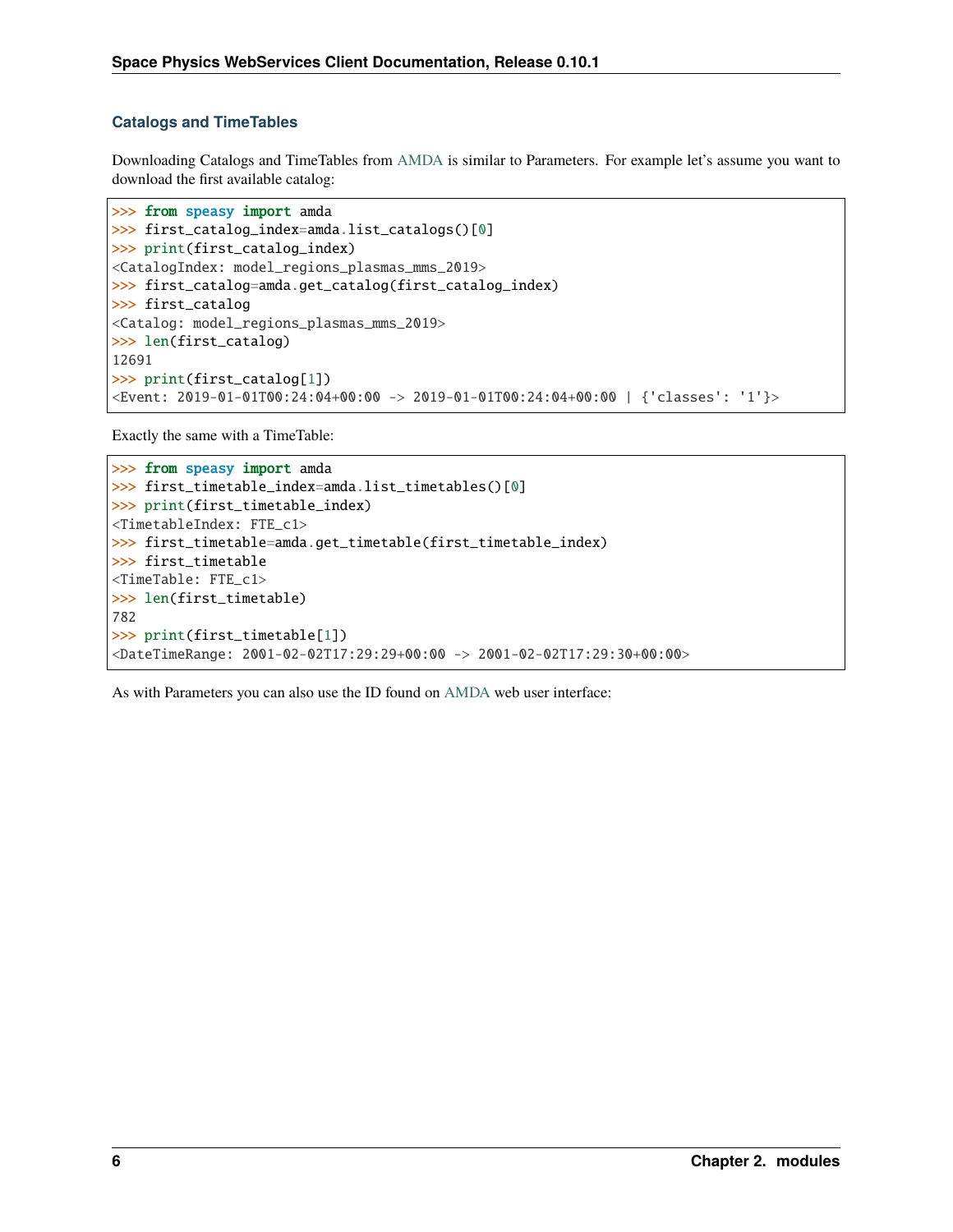### Catalogs and TimeTables

Downloading Catalogs and TimeTables from AMDA is similar to Parameters. For example let's assume you want to download the first available catalog:

```
>>> from speasy import amda
>>> first_catalog_index=amda.list_catalogs()[0]
>>> print(first_catalog_index)
<CatalogIndex: model_regions_plasmas_mms_2019>
>>> first_catalog=amda.get_catalog(first_catalog_index)
>>> first_catalog
<Catalog: model_regions_plasmas_mms_2019>
>>> len(first_catalog)
12691
>>> print(first_catalog[1])
<Event: 2019-01-01T00:24:04+00:00 -> 2019-01-01T00:24:04+00:00 | {'classes': '1'}>
```

Exactly the same with a TimeTable:

```
>>> from speasy import amda
>>> first_timetable_index=amda.list_timetables()[0]
>>> print(first_timetable_index)
<TimetableIndex: FTE_c1>
>>> first_timetable=amda.get_timetable(first_timetable_index)
>>> first_timetable
<TimeTable: FTE_c1>
>>> len(first_timetable)
782
>>> print(first_timetable[1])
<DateTimeRange: 2001-02-02T17:29:29+00:00 -> 2001-02-02T17:29:30+00:00>
```

As with Parameters you can also use the ID found on AMDA web user interface: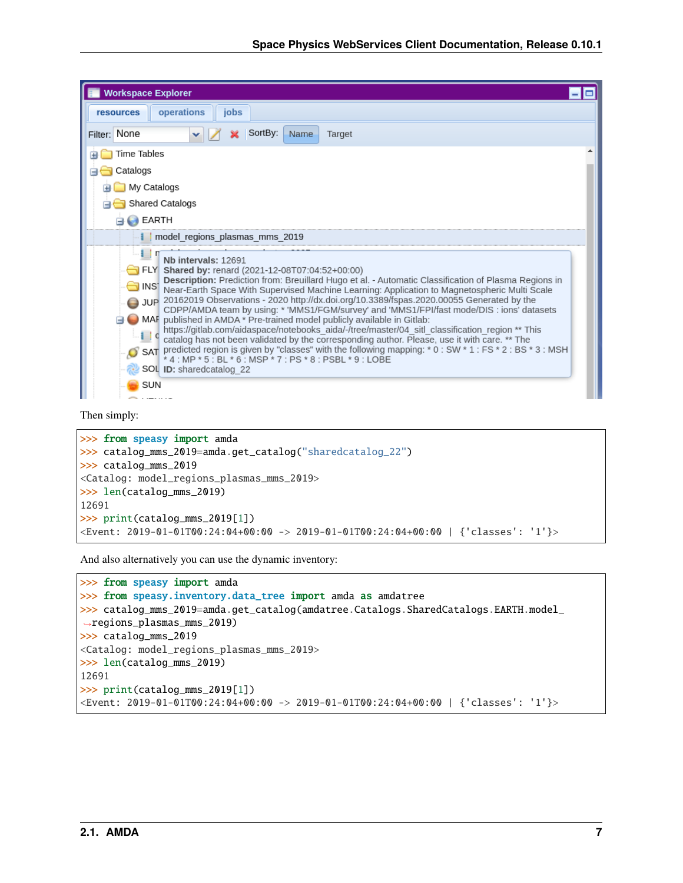Then simply:

```
>>> from speasy import amda
>>> catalog_mms_2019=amda.get_catalog("sharedcatalog_22")
>>> catalog_mms_2019
<Catalog: model_regions_plasmas_mms_2019>
>>> len(catalog_mms_2019)
12691
>>> print(catalog_mms_2019[1])
<Event: 2019-01-01T00:24:04+00:00 -> 2019-01-01T00:24:04+00:00 | {'classes': '1'}>
```

And also alternatively you can use the dynamic inventory:

```
>>> from speasy import amda
>>> from speasy.inventory.data_tree import amda as amdatree
>>> catalog_mms_2019=amda.get_catalog(amdatree.Catalogs.SharedCatalogs.EARTH.model_
→regions_plasmas_mms_2019)
>>> catalog_mms_2019
<Catalog: model_regions_plasmas_mms_2019>
>>> len(catalog_mms_2019)
12691
>>> print(catalog_mms_2019[1])
<Event: 2019-01-01T00:24:04+00:00 -> 2019-01-01T00:24:04+00:00 | {'classes': '1'}>
```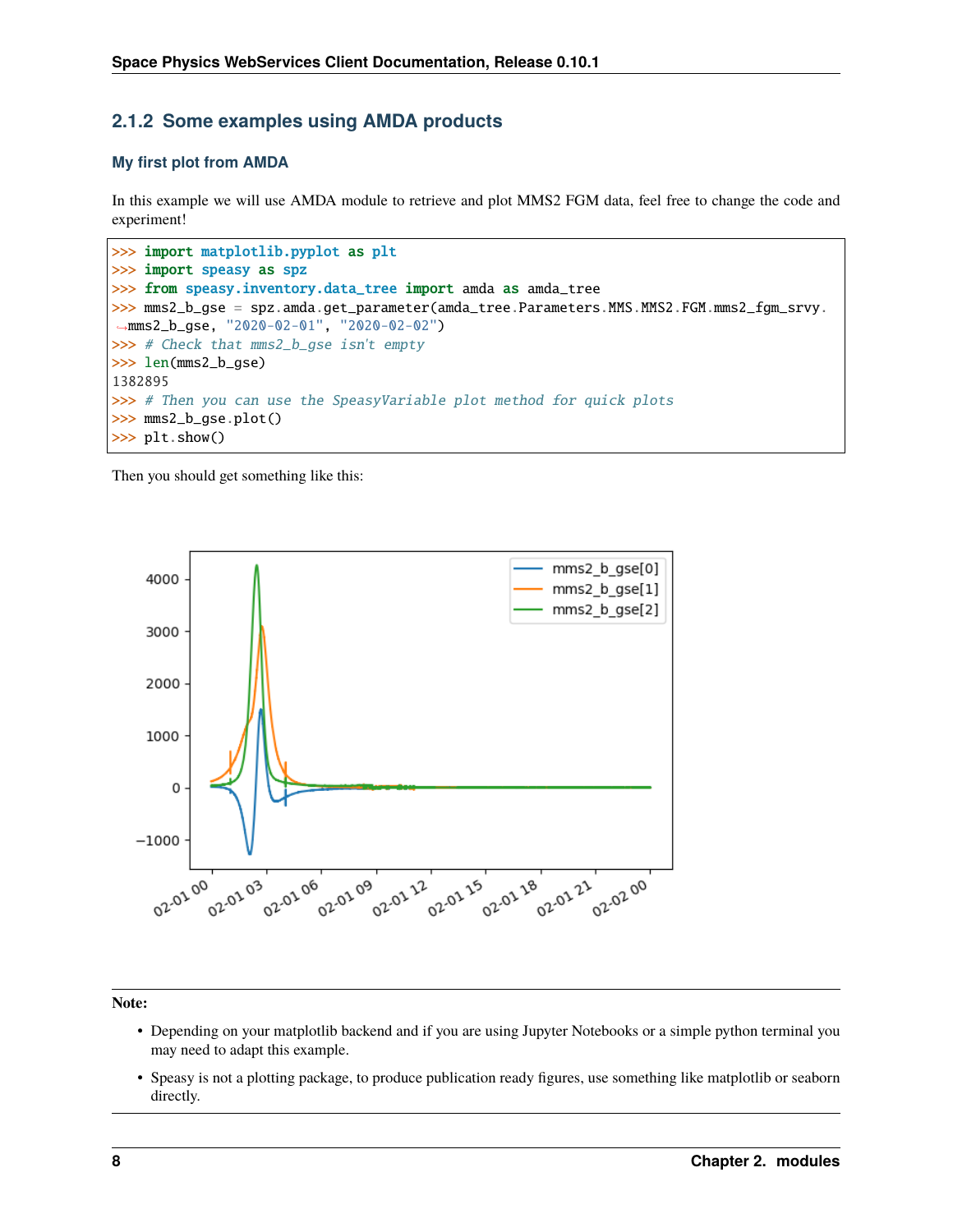### 2.1.2 Some examples using AMDA products

#### My first plot from AMDA

In this example we will use AMDA module to retrieve and plot MMS2 FGM data, feel free to change the code and experiment!

```
>>> import matplotlib.pyplot as plt
>>> import speasy as spz
>>> from speasy.inventory.data_tree import amda as amda_tree
>>> mms2_b_gse = spz.amda.get_parameter(amda_tree.Parameters.MMS.MMS2.FGM.mms2_fgm_srvy.
→mms2_b_gse, "2020-02-01", "2020-02-02")
>>> # Check that mms2_b_gse isn't empty
>>> len(mms2_b_gse)
1382895
>>> # Then you can use the SpeasyVariable plot method for quick plots
>>> mms2_b_gse.plot()
>>> plt.show()
```

Then you should get something like this:

**Note:**

- Depending on your matplotlib backend and if you are using Jupyter Notebooks or a simple python terminal you may need to adapt this example.
- Speasy is not a plotting package, to produce publication ready figures, use something like matplotlib or seaborn directly.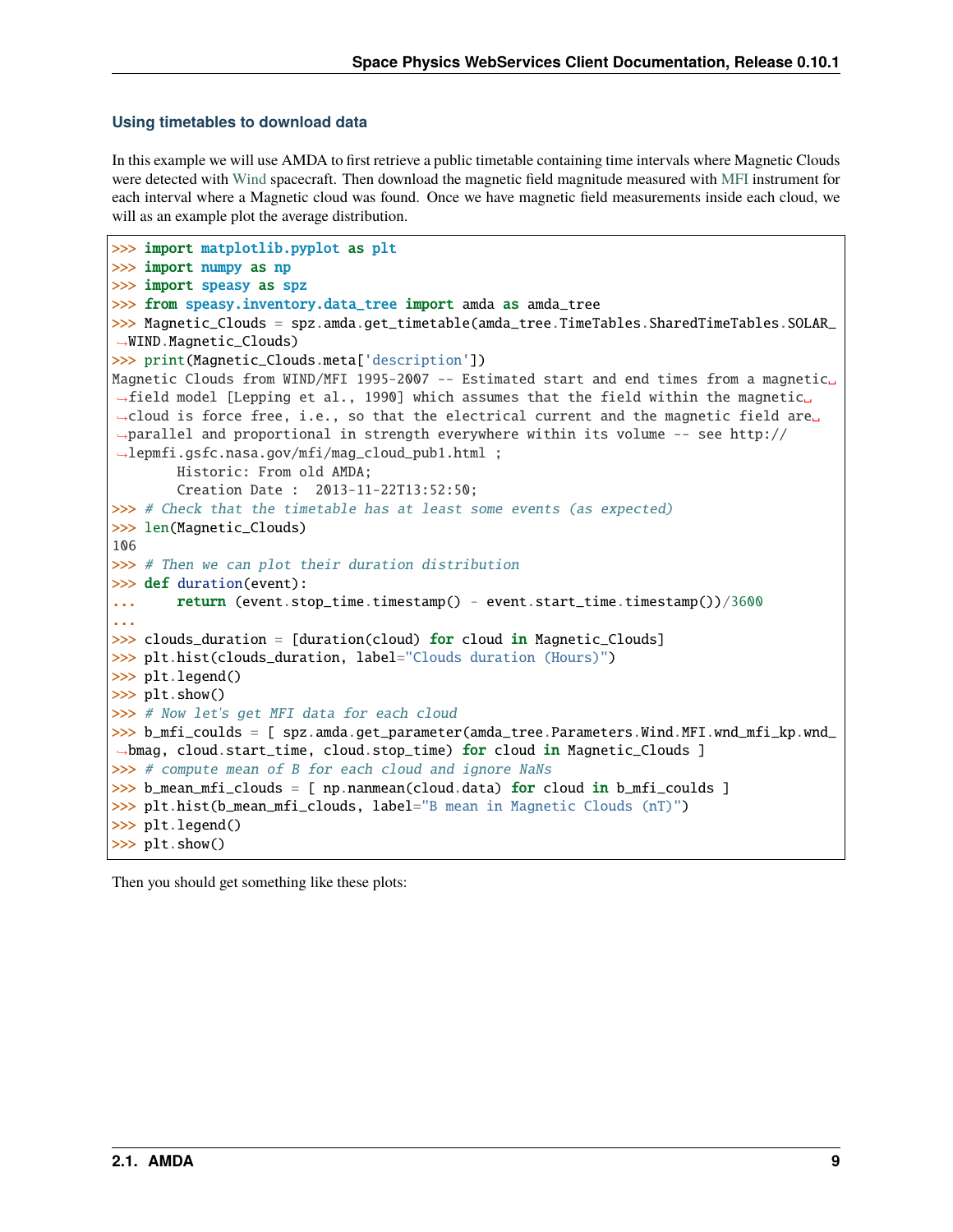### Using timetables to download data

In this example we will use AMDA to first retrieve a public timetable containing time intervals where Magnetic Clouds were detected with Wind spacecraft. Then download the magnetic field magnitude measured with MFI instrument for each interval where a Magnetic cloud was found. Once we have magnetic field measurements inside each cloud, we will as an example plot the average distribution.

```
>>> import matplotlib.pyplot as plt
>>> import numpy as np
>>> import speasy as spz
>>> from speasy.inventory.data_tree import amda as amda_tree
>>> Magnetic_Clouds = spz.amda.get_timetable(amda_tree.TimeTables.SharedTimeTables.SOLAR_WIND.Magnetic_Clouds)
>>> print(Magnetic_Clouds.meta['description'])
Magnetic Clouds from WIND/MFI 1995-2007 -- Estimated start and end times from a magnetic field model [Lepping et al., 1990] which assumes that the field within the magnetic cloud is force free, i.e., so that the electrical current and the magnetic field are parallel and proportional in strength everywhere within its volume -- see http://lepmfi.gsfc.nasa.gov/mfi/mag_cloud_pub1.html ;
        Historic: From old AMDA;
        Creation Date :  2013-11-22T13:52:50;
>>> # Check that the timetable has at least some events (as expected)
>>> len(Magnetic_Clouds)
106
>>> # Then we can plot their duration distribution
>>> def duration(event):
...     return (event.stop_time.timestamp() - event.start_time.timestamp())/3600
...
>>> clouds_duration = [duration(cloud) for cloud in Magnetic_Clouds]
>>> plt.hist(clouds_duration, label="Clouds duration (Hours)")
>>> plt.legend()
>>> plt.show()
>>> # Now let's get MFI data for each cloud
>>> b_mfi_coulds = [ spz.amda.get_parameter(amda_tree.Parameters.Wind.MFI.wnd_mfi_kp.wnd_bmag, cloud.start_time, cloud.stop_time) for cloud in Magnetic_Clouds ]
>>> # compute mean of B for each cloud and ignore NaNs
>>> b_mean_mfi_clouds = [ np.nanmean(cloud.data) for cloud in b_mfi_coulds ]
>>> plt.hist(b_mean_mfi_clouds, label="B mean in Magnetic Clouds (nT)")
>>> plt.legend()
>>> plt.show()
```

Then you should get something like these plots: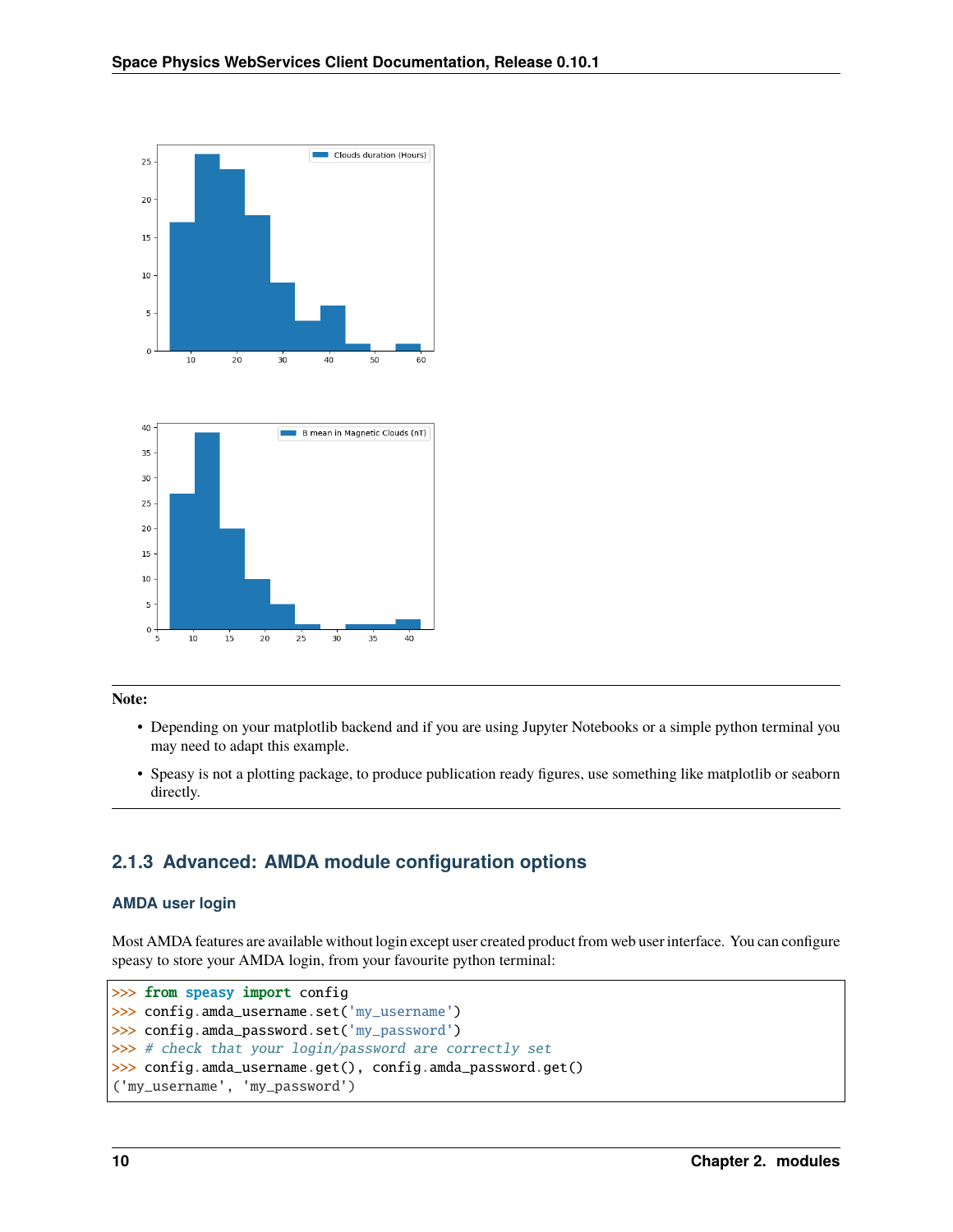**Note:**

- Depending on your matplotlib backend and if you are using Jupyter Notebooks or a simple python terminal you may need to adapt this example.
- Speasy is not a plotting package, to produce publication ready figures, use something like matplotlib or seaborn directly.

### 2.1.3 Advanced: AMDA module configuration options

#### AMDA user login

Most AMDA features are available without login except user created product from web user interface. You can configure speasy to store your AMDA login, from your favourite python terminal:

```
>>> from speasy import config
>>> config.amda_username.set('my_username')
>>> config.amda_password.set('my_password')
>>> # check that your login/password are correctly set
>>> config.amda_username.get(), config.amda_password.get()
('my_username', 'my_password')
```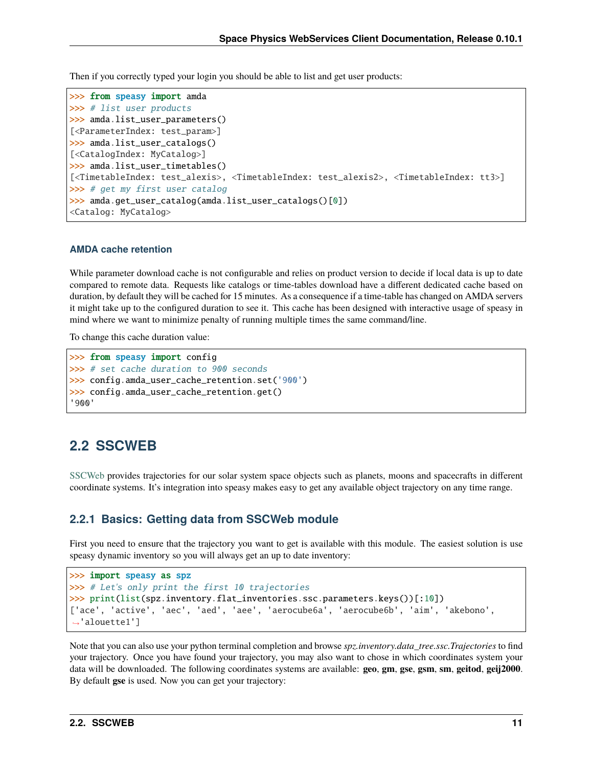Then if you correctly typed your login you should be able to list and get user products:

```
>>> from speasy import amda
>>> # list user products
>>> amda.list_user_parameters()
[<ParameterIndex: test_param>]
>>> amda.list_user_catalogs()
[<CatalogIndex: MyCatalog>]
>>> amda.list_user_timetables()
[<TimetableIndex: test_alexis>, <TimetableIndex: test_alexis2>, <TimetableIndex: tt3>]
>>> # get my first user catalog
>>> amda.get_user_catalog(amda.list_user_catalogs()[0])
<Catalog: MyCatalog>
```

### AMDA cache retention

While parameter download cache is not configurable and relies on product version to decide if local data is up to date compared to remote data. Requests like catalogs or time-tables download have a different dedicated cache based on duration, by default they will be cached for 15 minutes. As a consequence if a time-table has changed on AMDA servers it might take up to the configured duration to see it. This cache has been designed with interactive usage of speasy in mind where we want to minimize penalty of running multiple times the same command/line.

To change this cache duration value:

```
>>> from speasy import config
>>> # set cache duration to 900 seconds
>>> config.amda_user_cache_retention.set('900')
>>> config.amda_user_cache_retention.get()
'900'
```

## 2.2 SSCWEB

SSCWeb provides trajectories for our solar system space objects such as planets, moons and spacecrafts in different coordinate systems. It's integration into speasy makes easy to get any available object trajectory on any time range.

### 2.2.1 Basics: Getting data from SSCWeb module

First you need to ensure that the trajectory you want to get is available with this module. The easiest solution is use speasy dynamic inventory so you will always get an up to date inventory:

```
>>> import speasy as spz
>>> # Let's only print the first 10 trajectories
>>> print(list(spz.inventory.flat_inventories.ssc.parameters.keys())[:10])
['ace', 'active', 'aec', 'aed', 'aee', 'aerocube6a', 'aerocube6b', 'aim', 'akebono',
→'alouette1']
```

Note that you can also use your python terminal completion and browse *spz.inventory.data_tree.ssc.Trajectories* to find your trajectory. Once you have found your trajectory, you may also want to chose in which coordinates system your data will be downloaded. The following coordinates systems are available: **geo**, **gm**, **gse**, **gsm**, **sm**, **geitod**, **geij2000**. By default **gse** is used. Now you can get your trajectory: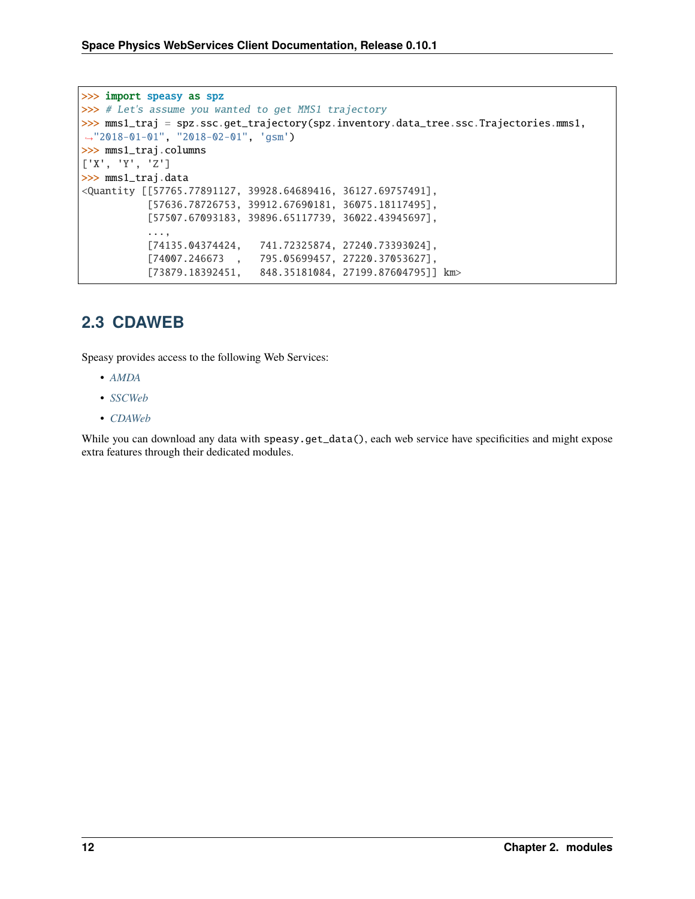```
>>> import speasy as spz
>>> # Let's assume you wanted to get MMS1 trajectory
>>> mms1_traj = spz.ssc.get_trajectory(spz.inventory.data_tree.ssc.Trajectories.mms1,
↪"2018-01-01", "2018-02-01", 'gsm')
>>> mms1_traj.columns
['X', 'Y', 'Z']
>>> mms1_traj.data
<Quantity [[57765.77891127, 39928.64689416, 36127.69757491],
           [57636.78726753, 39912.67690181, 36075.18117495],
           [57507.67093183, 39896.65117739, 36022.43945697],
           ...,
           [74135.04374424,   741.72325874, 27240.73393024],
           [74007.246673  ,   795.05699457, 27220.37053627],
           [73879.18392451,   848.35181084, 27199.87604795]] km>
```

## 2.3 CDAWEB

Speasy provides access to the following Web Services:

- *AMDA*
- *SSCWeb*
- *CDAWeb*

While you can download any data with `speasy.get_data()`, each web service have specificities and might expose extra features through their dedicated modules.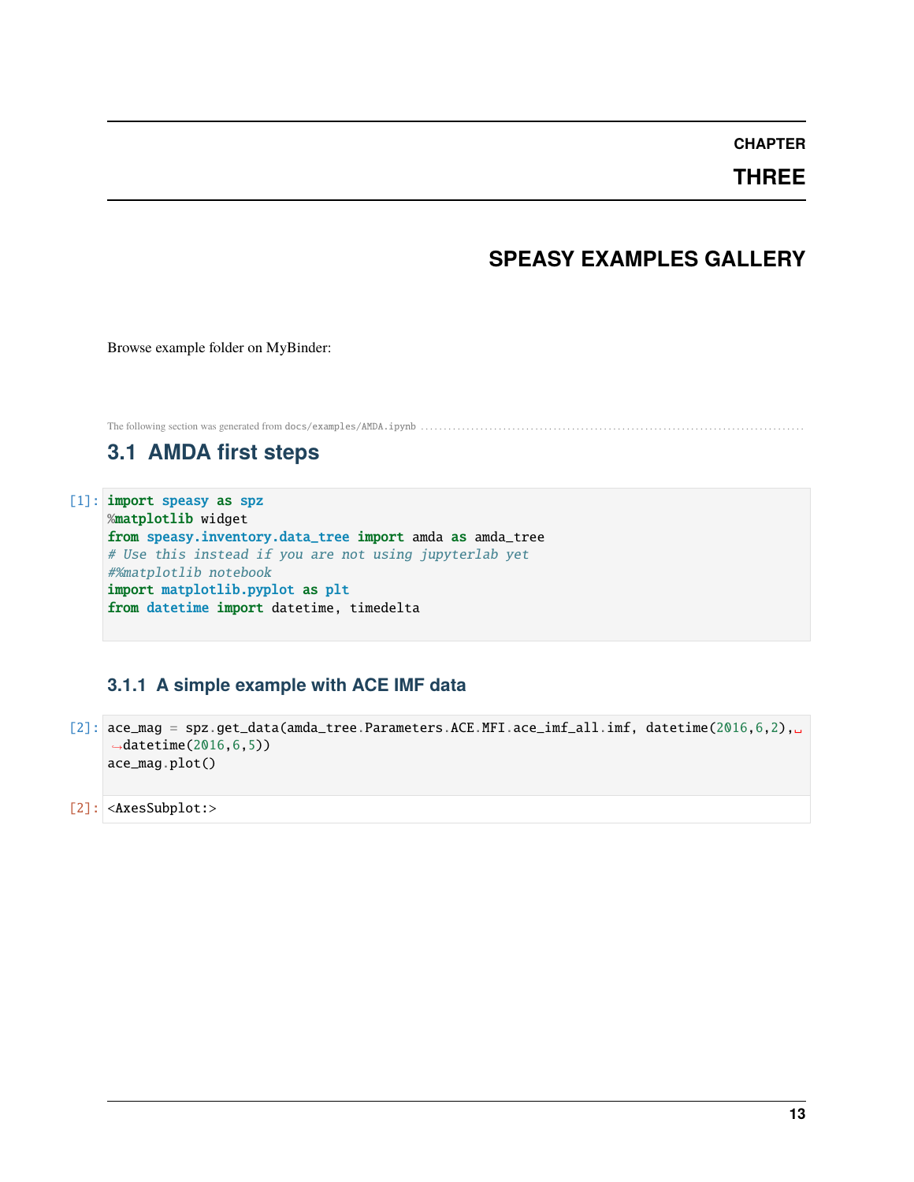# CHAPTER THREE

# SPEASY EXAMPLES GALLERY

Browse example folder on MyBinder:

The following section was generated from docs/examples/AMDA.ipynb

## 3.1 AMDA first steps

```
[1]: import speasy as spz
     %matplotlib widget
     from speasy.inventory.data_tree import amda as amda_tree
     # Use this instead if you are not using jupyterlab yet
     #%matplotlib notebook
     import matplotlib.pyplot as plt
     from datetime import datetime, timedelta
```

### 3.1.1 A simple example with ACE IMF data

```
[2]: ace_mag = spz.get_data(amda_tree.Parameters.ACE.MFI.ace_imf_all.imf, datetime(2016,6,2),
     datetime(2016,6,5))
     ace_mag.plot()
```

```
[2]: <AxesSubplot:>
```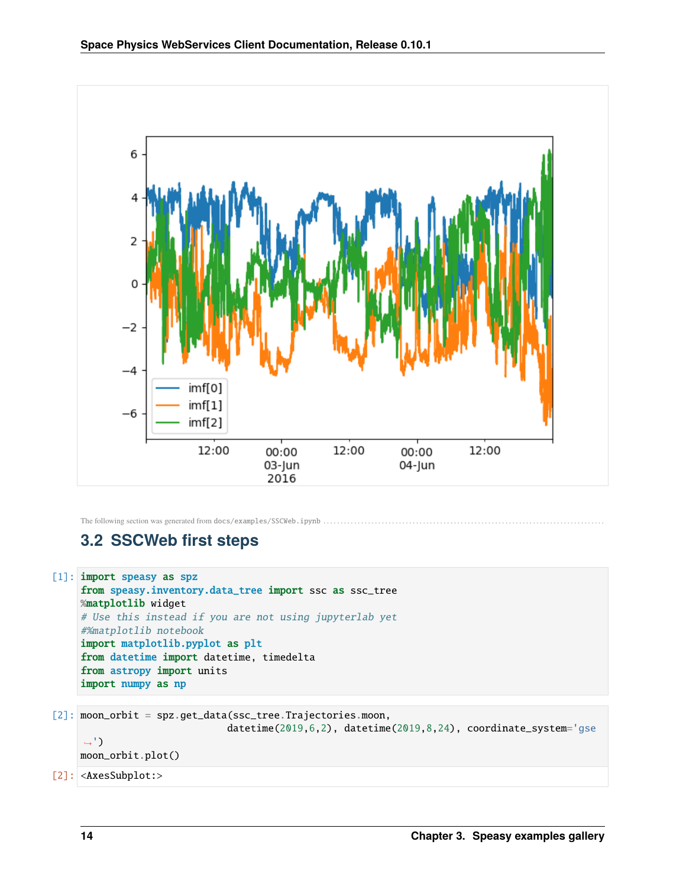The following section was generated from docs/examples/SSCWeb.ipynb

## 3.2 SSCWeb first steps

[1]:
```
import speasy as spz
from speasy.inventory.data_tree import ssc as ssc_tree
%matplotlib widget
# Use this instead if you are not using jupyterlab yet
#%matplotlib notebook
import matplotlib.pyplot as plt
from datetime import datetime, timedelta
from astropy import units
import numpy as np
```

[2]:
```
moon_orbit = spz.get_data(ssc_tree.Trajectories.moon,
                          datetime(2019,6,2), datetime(2019,8,24), coordinate_system='gse
↪')
moon_orbit.plot()
```

[2]:
```
<AxesSubplot:>
```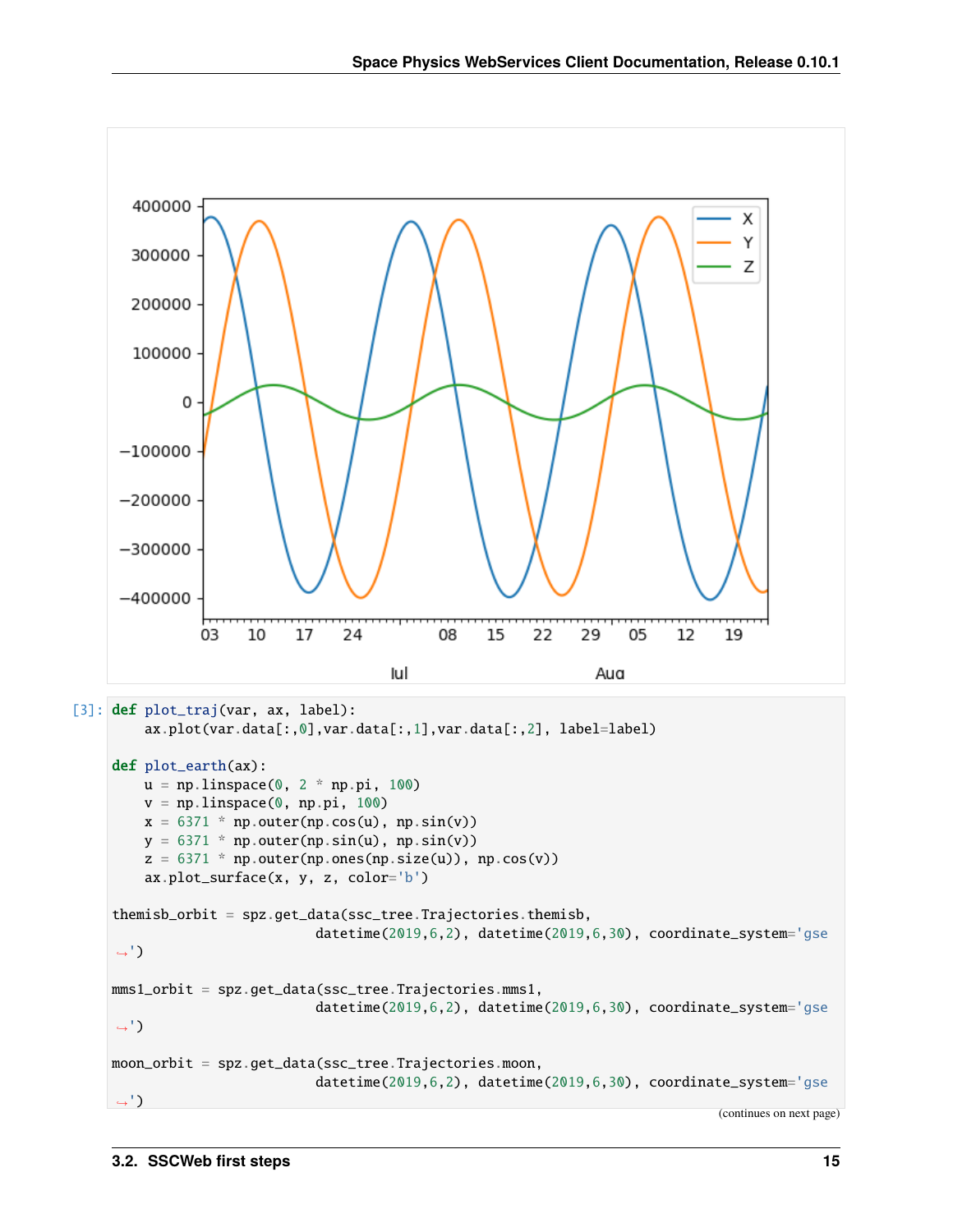```
[3]: def plot_traj(var, ax, label):
         ax.plot(var.data[:,0],var.data[:,1],var.data[:,2], label=label)

     def plot_earth(ax):
         u = np.linspace(0, 2 * np.pi, 100)
         v = np.linspace(0, np.pi, 100)
         x = 6371 * np.outer(np.cos(u), np.sin(v))
         y = 6371 * np.outer(np.sin(u), np.sin(v))
         z = 6371 * np.outer(np.ones(np.size(u)), np.cos(v))
         ax.plot_surface(x, y, z, color='b')

     themisb_orbit = spz.get_data(ssc_tree.Trajectories.themisb,
                                 datetime(2019,6,2), datetime(2019,6,30), coordinate_system='gse
     ↪')

     mms1_orbit = spz.get_data(ssc_tree.Trajectories.mms1,
                                 datetime(2019,6,2), datetime(2019,6,30), coordinate_system='gse
     ↪')

     moon_orbit = spz.get_data(ssc_tree.Trajectories.moon,
                                 datetime(2019,6,2), datetime(2019,6,30), coordinate_system='gse
     ↪')
```

(continues on next page)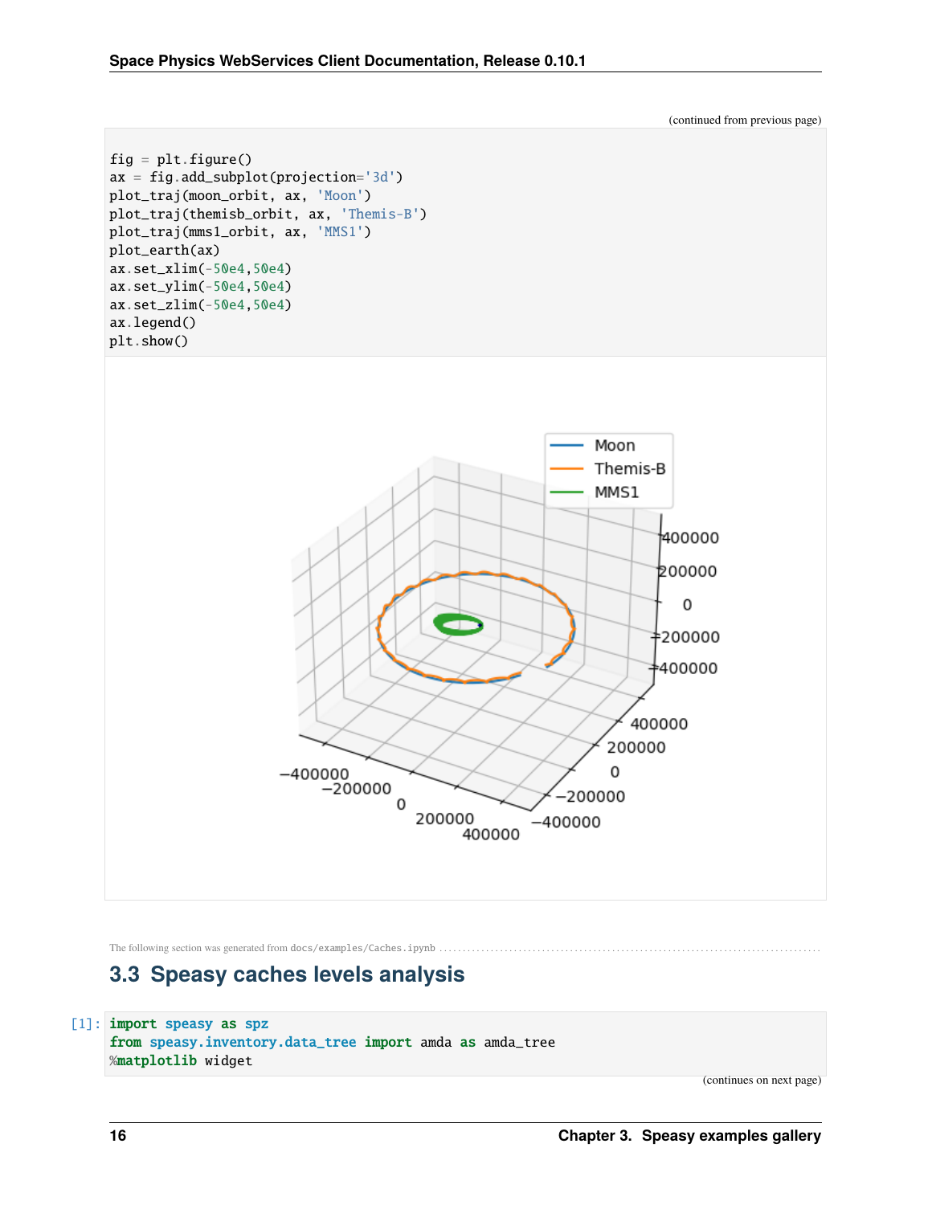(continued from previous page)

```
fig = plt.figure()
ax = fig.add_subplot(projection='3d')
plot_traj(moon_orbit, ax, 'Moon')
plot_traj(themisb_orbit, ax, 'Themis-B')
plot_traj(mms1_orbit, ax, 'MMS1')
plot_earth(ax)
ax.set_xlim(-50e4,50e4)
ax.set_ylim(-50e4,50e4)
ax.set_zlim(-50e4,50e4)
ax.legend()
plt.show()
```

The following section was generated from docs/examples/Caches.ipynb

## 3.3 Speasy caches levels analysis

[1]:
```
import speasy as spz
from speasy.inventory.data_tree import amda as amda_tree
%matplotlib widget
```

(continues on next page)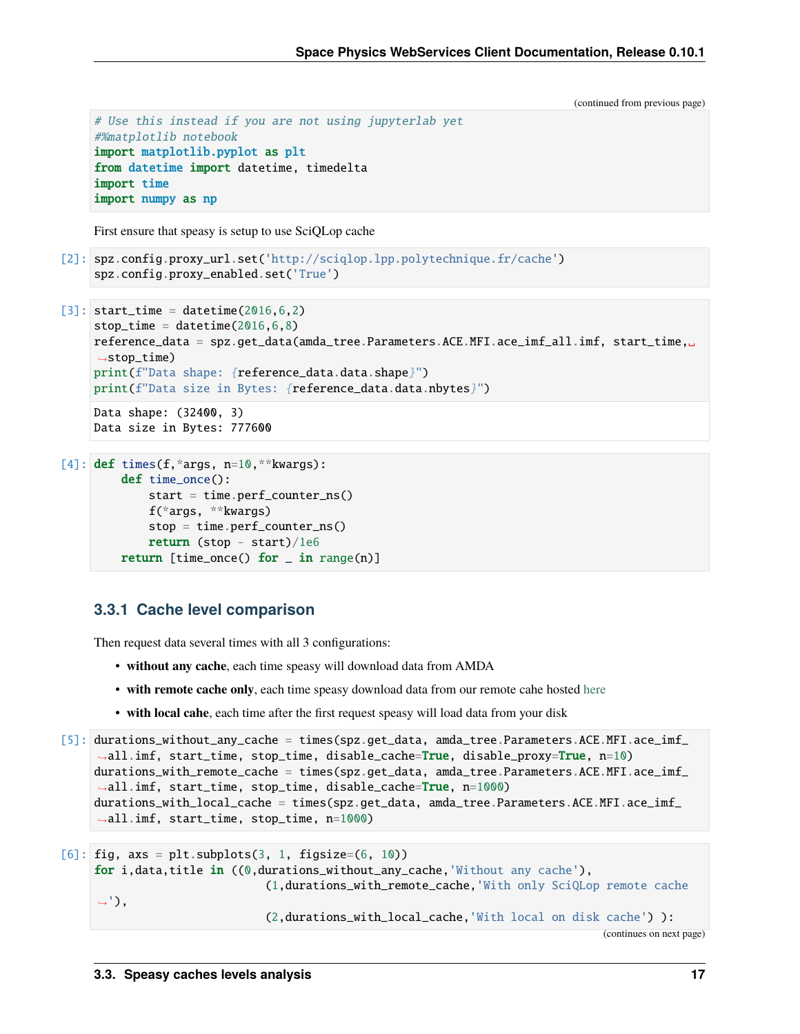(continued from previous page)

```
# Use this instead if you are not using jupyterlab yet
#%matplotlib notebook
import matplotlib.pyplot as plt
from datetime import datetime, timedelta
import time
import numpy as np
```

First ensure that speasy is setup to use SciQLop cache

```
[2]: spz.config.proxy_url.set('http://sciqlop.lpp.polytechnique.fr/cache')
     spz.config.proxy_enabled.set('True')
```

```
[3]: start_time = datetime(2016,6,2)
     stop_time = datetime(2016,6,8)
     reference_data = spz.get_data(amda_tree.Parameters.ACE.MFI.ace_imf_all.imf, start_time, stop_time)
     print(f"Data shape: {reference_data.data.shape}")
     print(f"Data size in Bytes: {reference_data.data.nbytes}")
```

```
Data shape: (32400, 3)
Data size in Bytes: 777600
```

```
[4]: def times(f,*args, n=10,**kwargs):
         def time_once():
             start = time.perf_counter_ns()
             f(*args, **kwargs)
             stop = time.perf_counter_ns()
             return (stop - start)/1e6
         return [time_once() for _ in range(n)]
```

### 3.3.1 Cache level comparison

Then request data several times with all 3 configurations:

- **without any cache**, each time speasy will download data from AMDA
- **with remote cache only**, each time speasy download data from our remote cahe hosted here
- **with local cahe**, each time after the first request speasy will load data from your disk

```
[5]: durations_without_any_cache = times(spz.get_data, amda_tree.Parameters.ACE.MFI.ace_imf_all.imf, start_time, stop_time, disable_cache=True, disable_proxy=True, n=10)
     durations_with_remote_cache = times(spz.get_data, amda_tree.Parameters.ACE.MFI.ace_imf_all.imf, start_time, stop_time, disable_cache=True, n=1000)
     durations_with_local_cache = times(spz.get_data, amda_tree.Parameters.ACE.MFI.ace_imf_all.imf, start_time, stop_time, n=1000)
```

```
[6]: fig, axs = plt.subplots(3, 1, figsize=(6, 10))
     for i,data,title in ((0,durations_without_any_cache,'Without any cache'),
                          (1,durations_with_remote_cache,'With only SciQLop remote cache'),
                          (2,durations_with_local_cache,'With local on disk cache') ):
```

(continues on next page)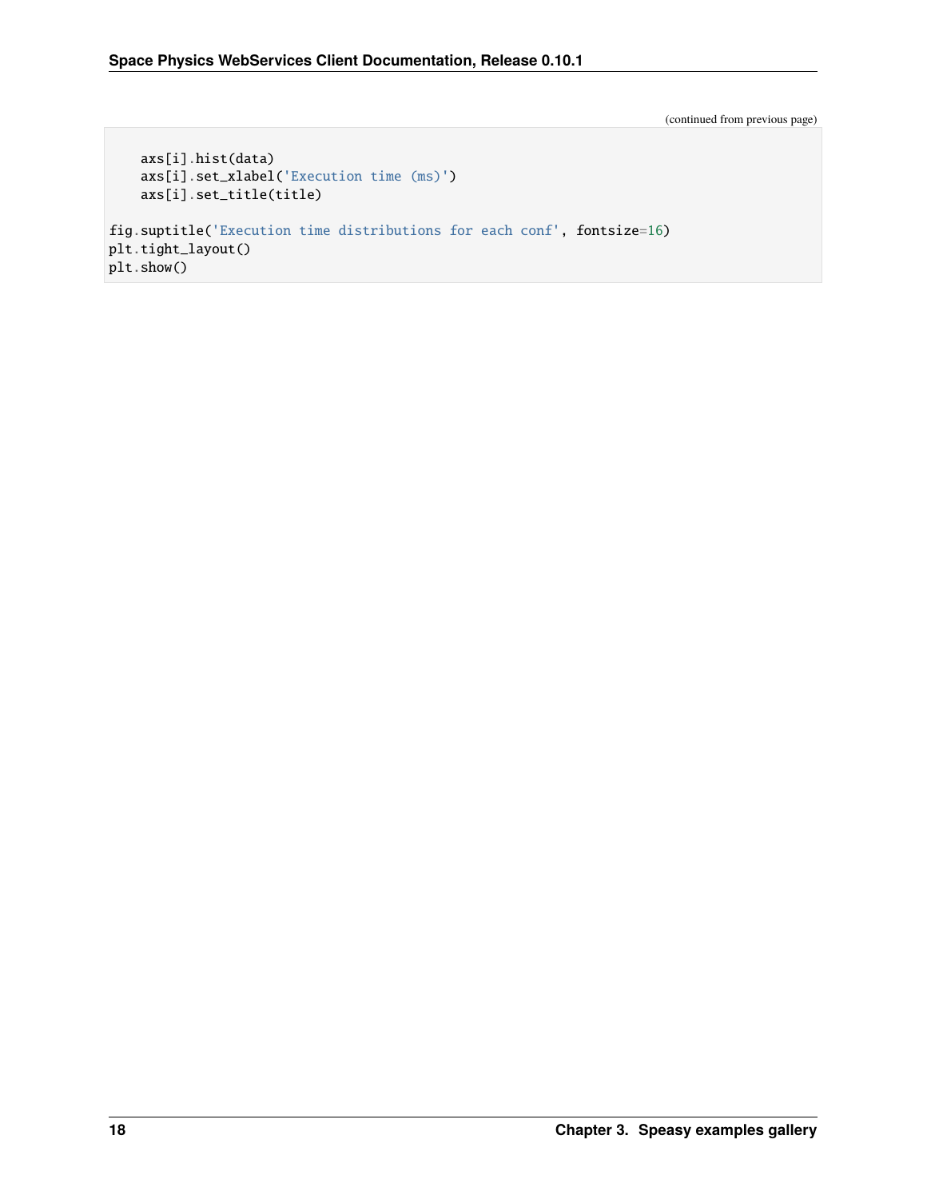(continued from previous page)

```
    axs[i].hist(data)
    axs[i].set_xlabel('Execution time (ms)')
    axs[i].set_title(title)

fig.suptitle('Execution time distributions for each conf', fontsize=16)
plt.tight_layout()
plt.show()
```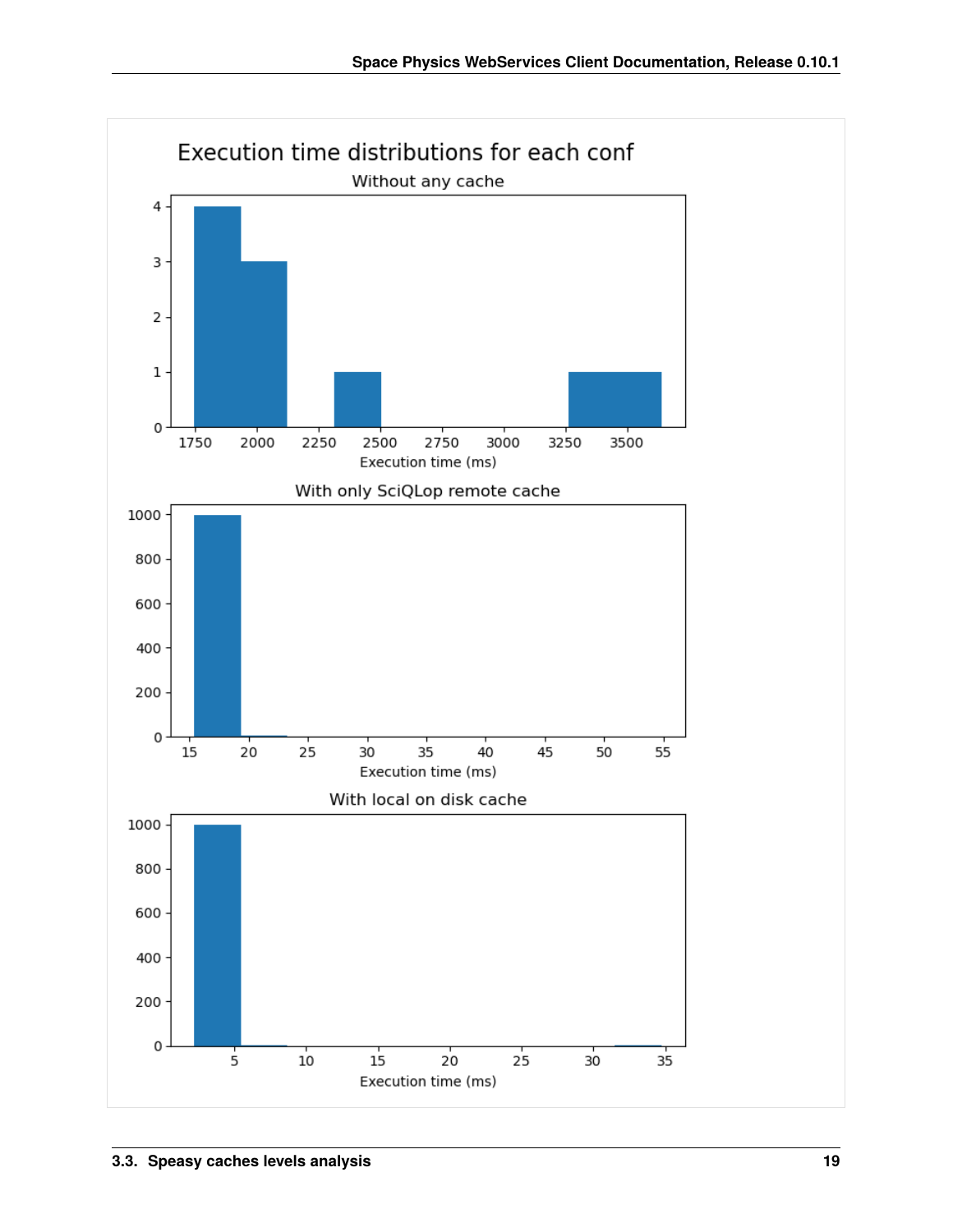Execution time distributions for each conf

Without any cache

With only SciQLop remote cache

With local on disk cache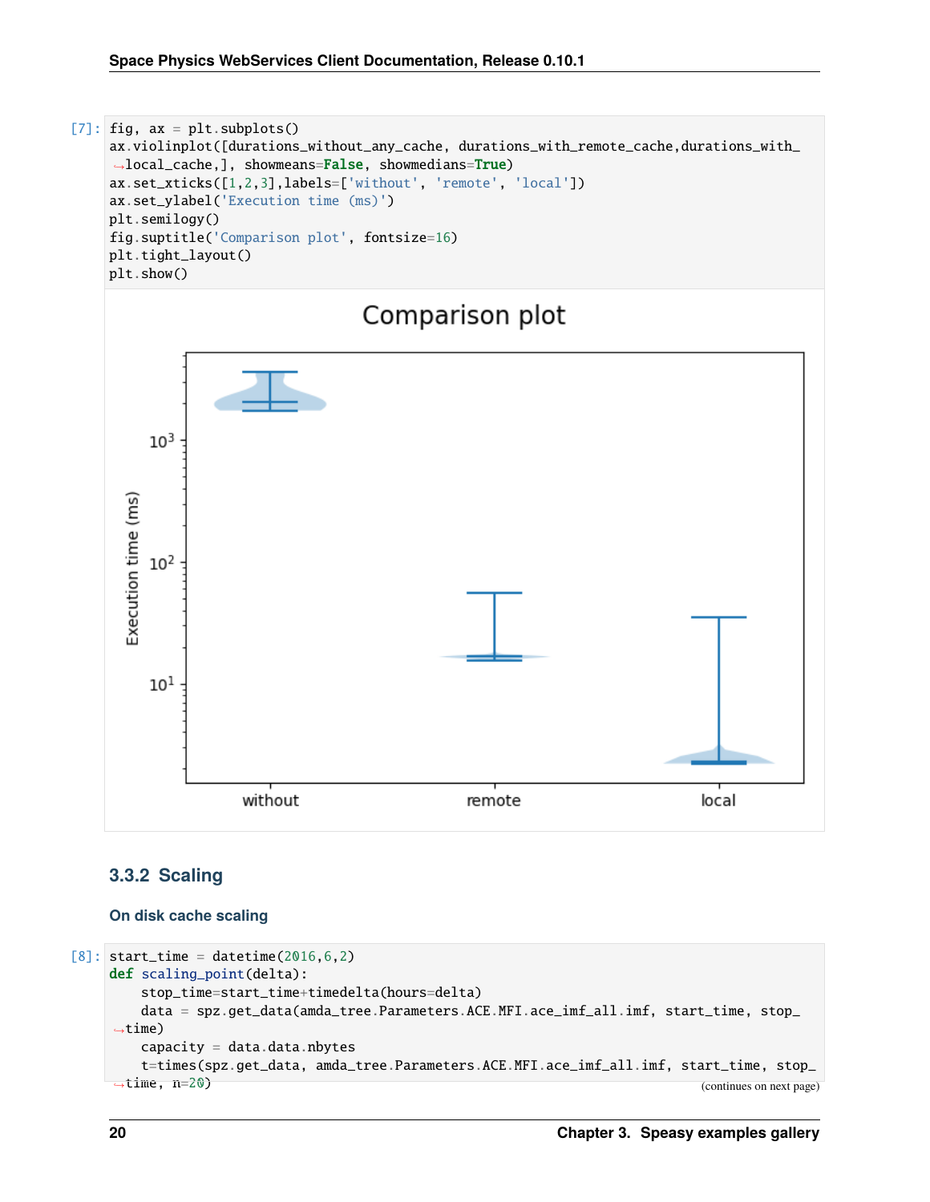```
[7]: fig, ax = plt.subplots()
ax.violinplot([durations_without_any_cache, durations_with_remote_cache,durations_with_
↪local_cache,], showmeans=False, showmedians=True)
ax.set_xticks([1,2,3],labels=['without', 'remote', 'local'])
ax.set_ylabel('Execution time (ms)')
plt.semilogy()
fig.suptitle('Comparison plot', fontsize=16)
plt.tight_layout()
plt.show()
```

### 3.3.2 Scaling

#### On disk cache scaling

```
[8]: start_time = datetime(2016,6,2)
def scaling_point(delta):
    stop_time=start_time+timedelta(hours=delta)
    data = spz.get_data(amda_tree.Parameters.ACE.MFI.ace_imf_all.imf, start_time, stop_
↪time)
    capacity = data.data.nbytes
    t=times(spz.get_data, amda_tree.Parameters.ACE.MFI.ace_imf_all.imf, start_time, stop_
↪time, n=20)
```

(continues on next page)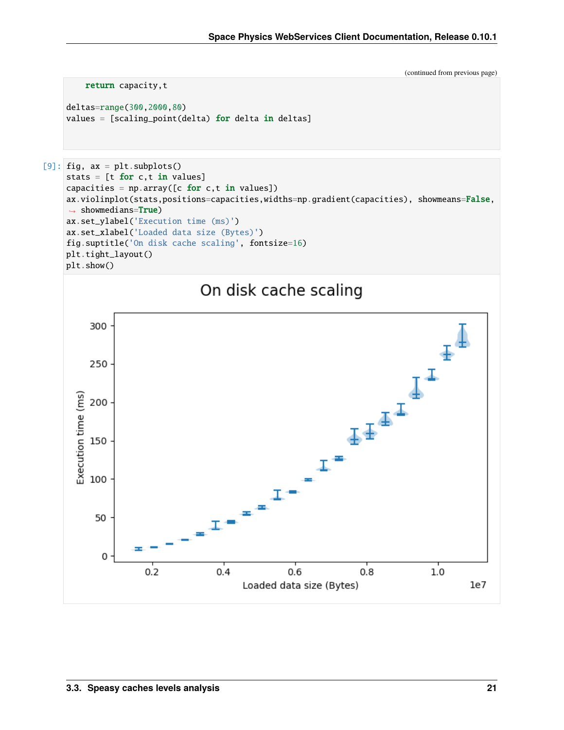(continued from previous page)

```
    return capacity,t

deltas=range(300,2000,80)
values = [scaling_point(delta) for delta in deltas]
```

[9]:
```
fig, ax = plt.subplots()
stats = [t for c,t in values]
capacities = np.array([c for c,t in values])
ax.violinplot(stats,positions=capacities,widths=np.gradient(capacities), showmeans=False,
    showmedians=True)
ax.set_ylabel('Execution time (ms)')
ax.set_xlabel('Loaded data size (Bytes)')
fig.suptitle('On disk cache scaling', fontsize=16)
plt.tight_layout()
plt.show()
```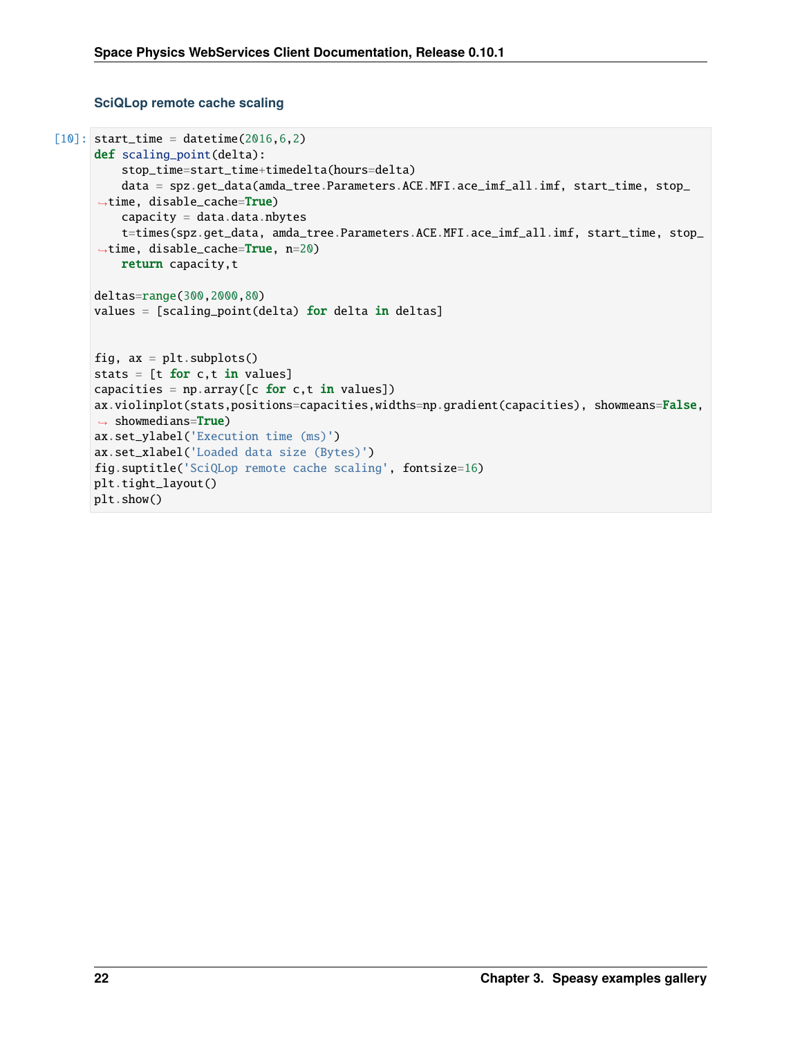### SciQLop remote cache scaling

```
[10]: start_time = datetime(2016,6,2)
def scaling_point(delta):
    stop_time=start_time+timedelta(hours=delta)
    data = spz.get_data(amda_tree.Parameters.ACE.MFI.ace_imf_all.imf, start_time, stop_time, disable_cache=True)
    capacity = data.data.nbytes
    t=times(spz.get_data, amda_tree.Parameters.ACE.MFI.ace_imf_all.imf, start_time, stop_time, disable_cache=True, n=20)
    return capacity,t

deltas=range(300,2000,80)
values = [scaling_point(delta) for delta in deltas]


fig, ax = plt.subplots()
stats = [t for c,t in values]
capacities = np.array([c for c,t in values])
ax.violinplot(stats,positions=capacities,widths=np.gradient(capacities), showmeans=False, showmedians=True)
ax.set_ylabel('Execution time (ms)')
ax.set_xlabel('Loaded data size (Bytes)')
fig.suptitle('SciQLop remote cache scaling', fontsize=16)
plt.tight_layout()
plt.show()
```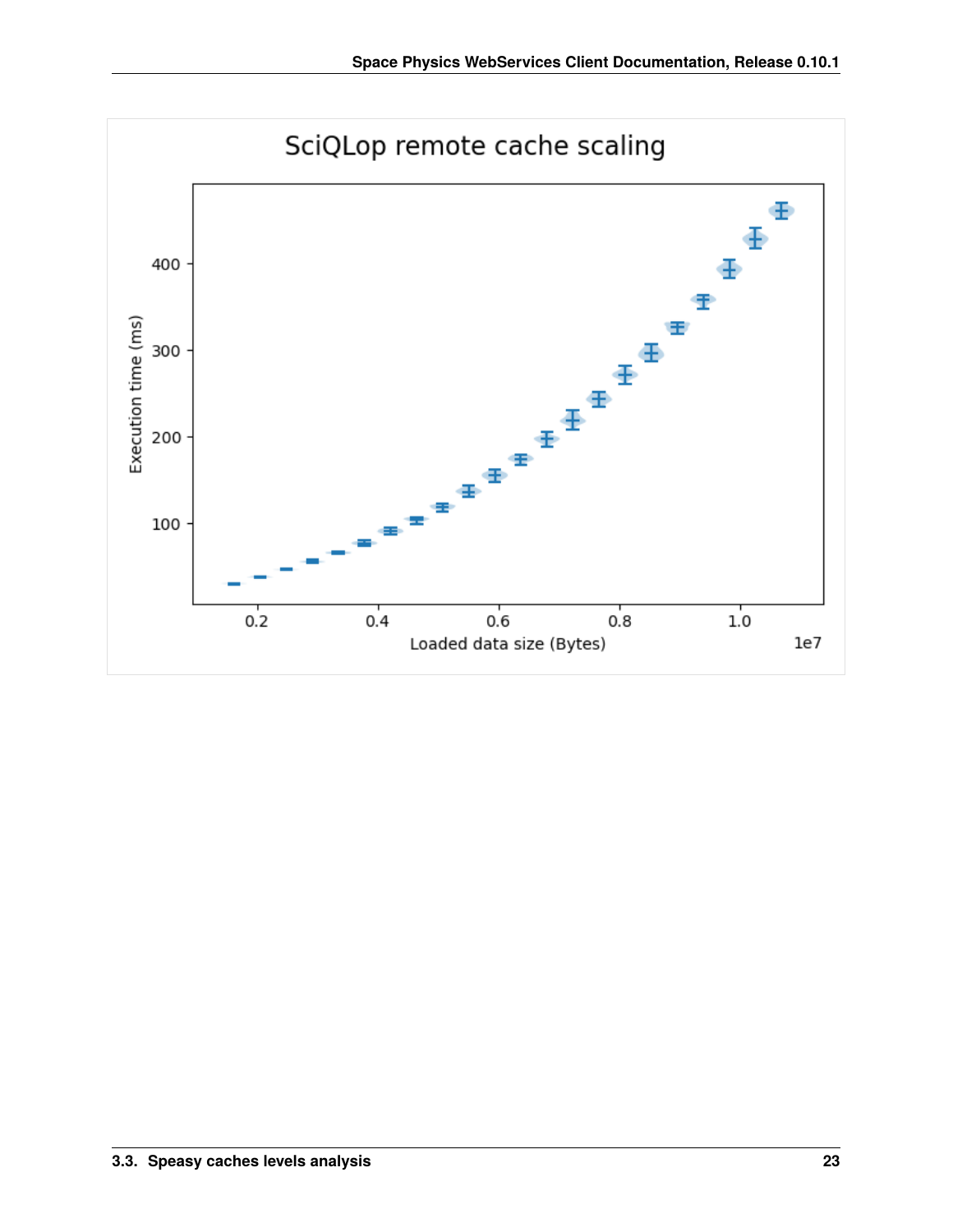SciQLop remote cache scaling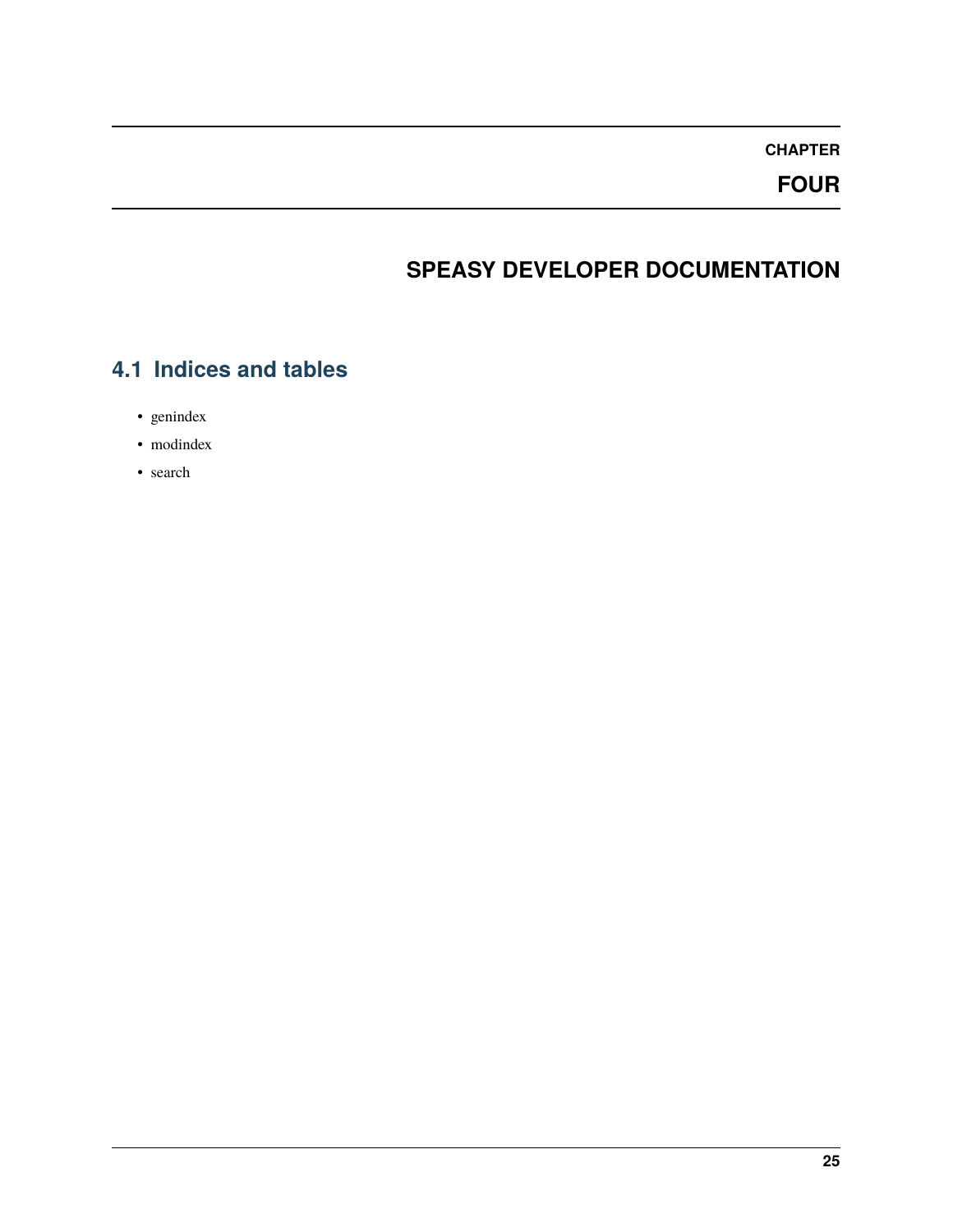# CHAPTER FOUR

# SPEASY DEVELOPER DOCUMENTATION

## 4.1 Indices and tables

- genindex
- modindex
- search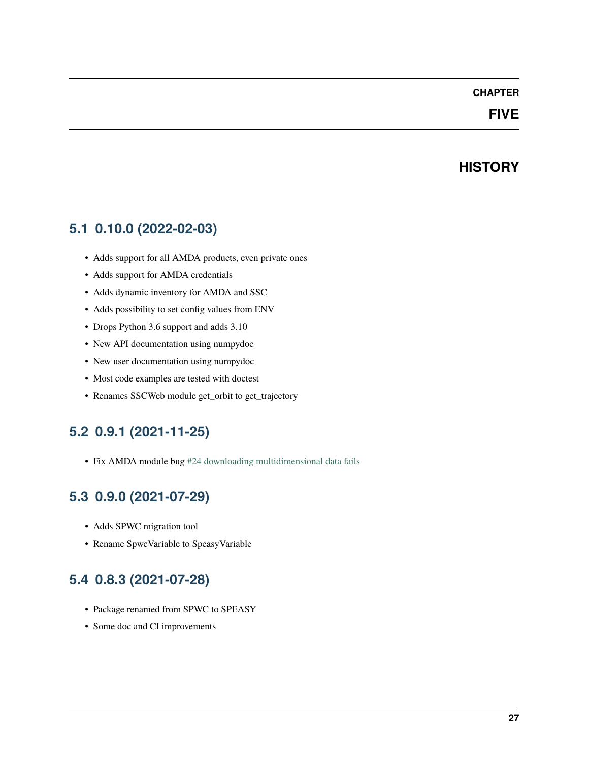# CHAPTER FIVE

# HISTORY

## 5.1 0.10.0 (2022-02-03)

- Adds support for all AMDA products, even private ones
- Adds support for AMDA credentials
- Adds dynamic inventory for AMDA and SSC
- Adds possibility to set config values from ENV
- Drops Python 3.6 support and adds 3.10
- New API documentation using numpydoc
- New user documentation using numpydoc
- Most code examples are tested with doctest
- Renames SSCWeb module get_orbit to get_trajectory

## 5.2 0.9.1 (2021-11-25)

- Fix AMDA module bug #24 downloading multidimensional data fails

## 5.3 0.9.0 (2021-07-29)

- Adds SPWC migration tool
- Rename SpwcVariable to SpeasyVariable

## 5.4 0.8.3 (2021-07-28)

- Package renamed from SPWC to SPEASY
- Some doc and CI improvements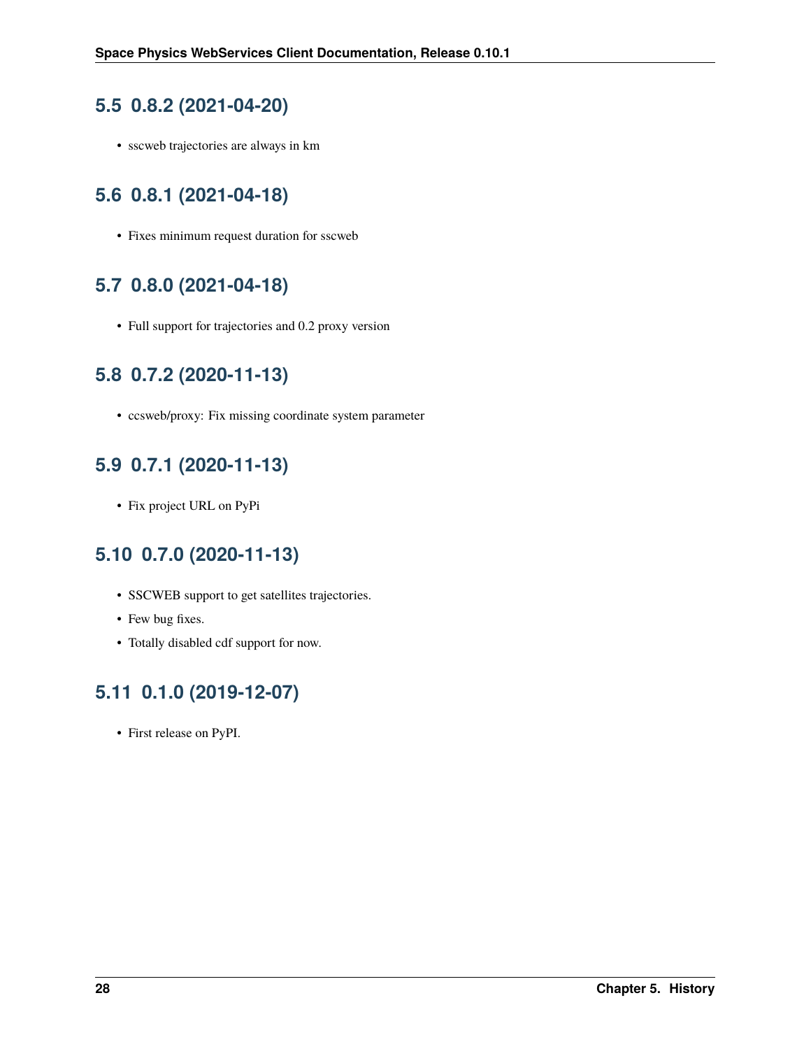## 5.5 0.8.2 (2021-04-20)

- sscweb trajectories are always in km

## 5.6 0.8.1 (2021-04-18)

- Fixes minimum request duration for sscweb

## 5.7 0.8.0 (2021-04-18)

- Full support for trajectories and 0.2 proxy version

## 5.8 0.7.2 (2020-11-13)

- ccsweb/proxy: Fix missing coordinate system parameter

## 5.9 0.7.1 (2020-11-13)

- Fix project URL on PyPi

## 5.10 0.7.0 (2020-11-13)

- SSCWEB support to get satellites trajectories.
- Few bug fixes.
- Totally disabled cdf support for now.

## 5.11 0.1.0 (2019-12-07)

- First release on PyPI.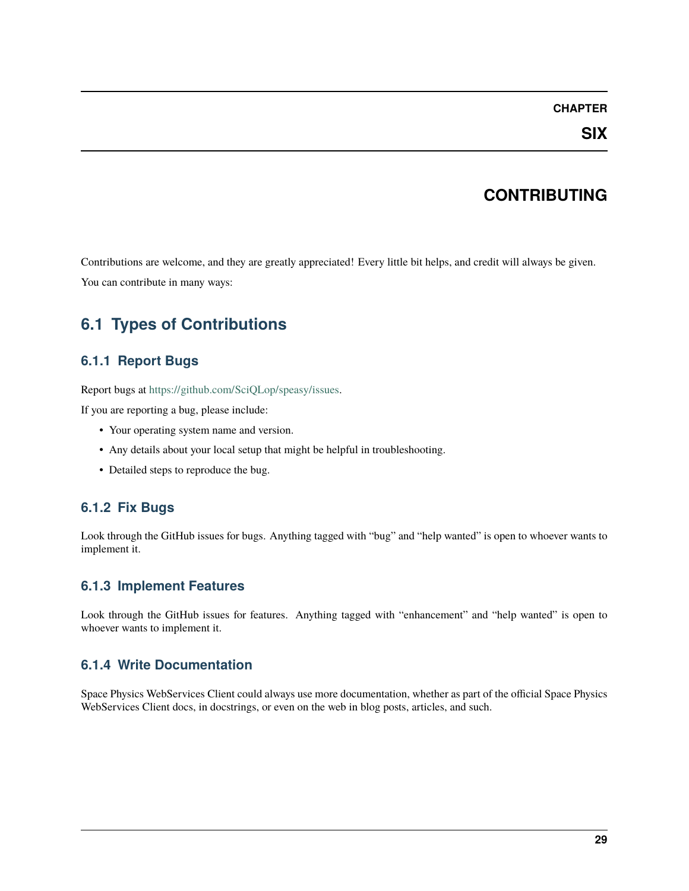# CHAPTER SIX

# CONTRIBUTING

Contributions are welcome, and they are greatly appreciated! Every little bit helps, and credit will always be given.

You can contribute in many ways:

## 6.1 Types of Contributions

### 6.1.1 Report Bugs

Report bugs at https://github.com/SciQLop/speasy/issues.

If you are reporting a bug, please include:

- Your operating system name and version.
- Any details about your local setup that might be helpful in troubleshooting.
- Detailed steps to reproduce the bug.

### 6.1.2 Fix Bugs

Look through the GitHub issues for bugs. Anything tagged with "bug" and "help wanted" is open to whoever wants to implement it.

### 6.1.3 Implement Features

Look through the GitHub issues for features. Anything tagged with "enhancement" and "help wanted" is open to whoever wants to implement it.

### 6.1.4 Write Documentation

Space Physics WebServices Client could always use more documentation, whether as part of the official Space Physics WebServices Client docs, in docstrings, or even on the web in blog posts, articles, and such.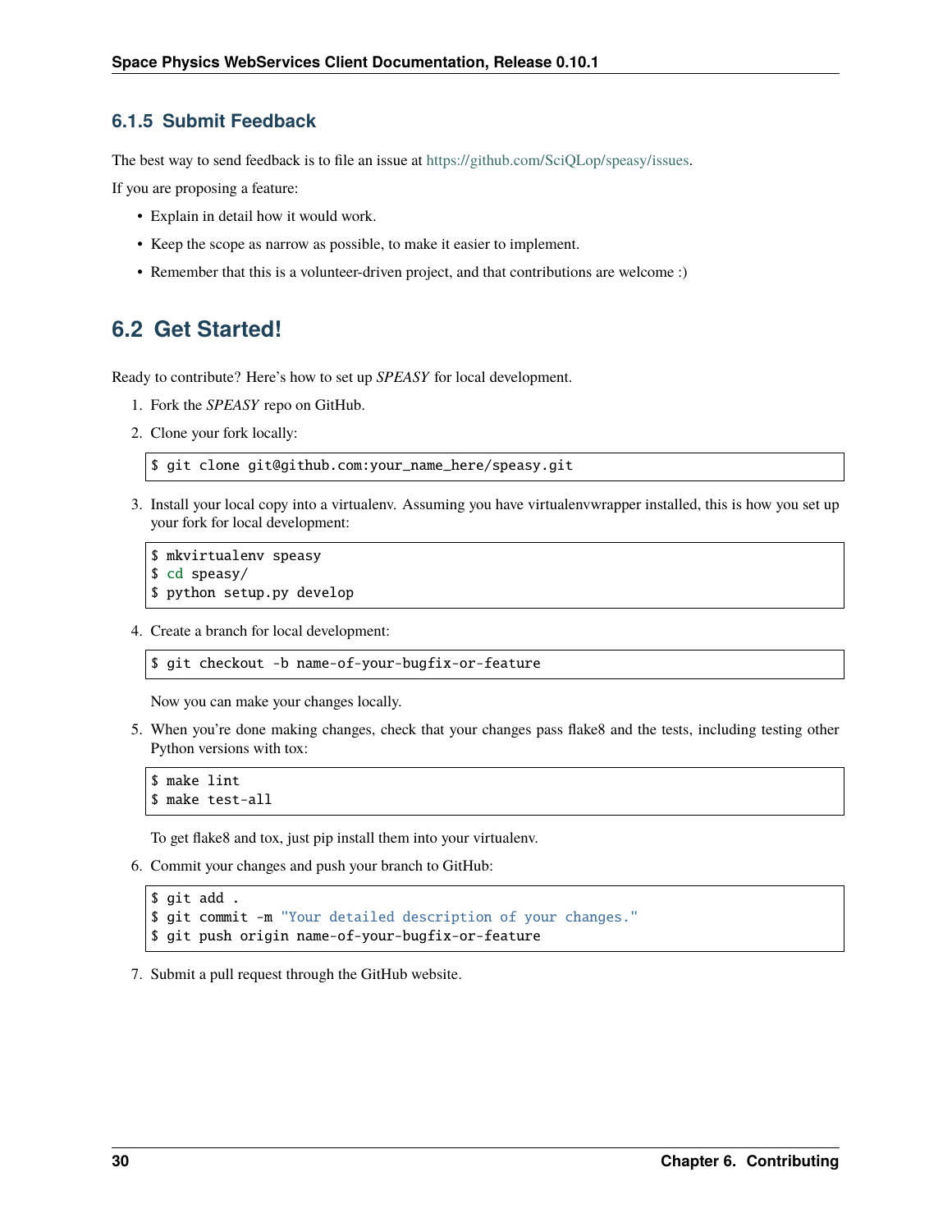### 6.1.5 Submit Feedback

The best way to send feedback is to file an issue at https://github.com/SciQLop/speasy/issues.

If you are proposing a feature:

- Explain in detail how it would work.
- Keep the scope as narrow as possible, to make it easier to implement.
- Remember that this is a volunteer-driven project, and that contributions are welcome :)

## 6.2 Get Started!

Ready to contribute? Here's how to set up *SPEASY* for local development.

1. Fork the *SPEASY* repo on GitHub.
2. Clone your fork locally:

```
$ git clone git@github.com:your_name_here/speasy.git
```

3. Install your local copy into a virtualenv. Assuming you have virtualenvwrapper installed, this is how you set up your fork for local development:

```
$ mkvirtualenv speasy
$ cd speasy/
$ python setup.py develop
```

4. Create a branch for local development:

```
$ git checkout -b name-of-your-bugfix-or-feature
```

   Now you can make your changes locally.

5. When you're done making changes, check that your changes pass flake8 and the tests, including testing other Python versions with tox:

```
$ make lint
$ make test-all
```

   To get flake8 and tox, just pip install them into your virtualenv.

6. Commit your changes and push your branch to GitHub:

```
$ git add .
$ git commit -m "Your detailed description of your changes."
$ git push origin name-of-your-bugfix-or-feature
```

7. Submit a pull request through the GitHub website.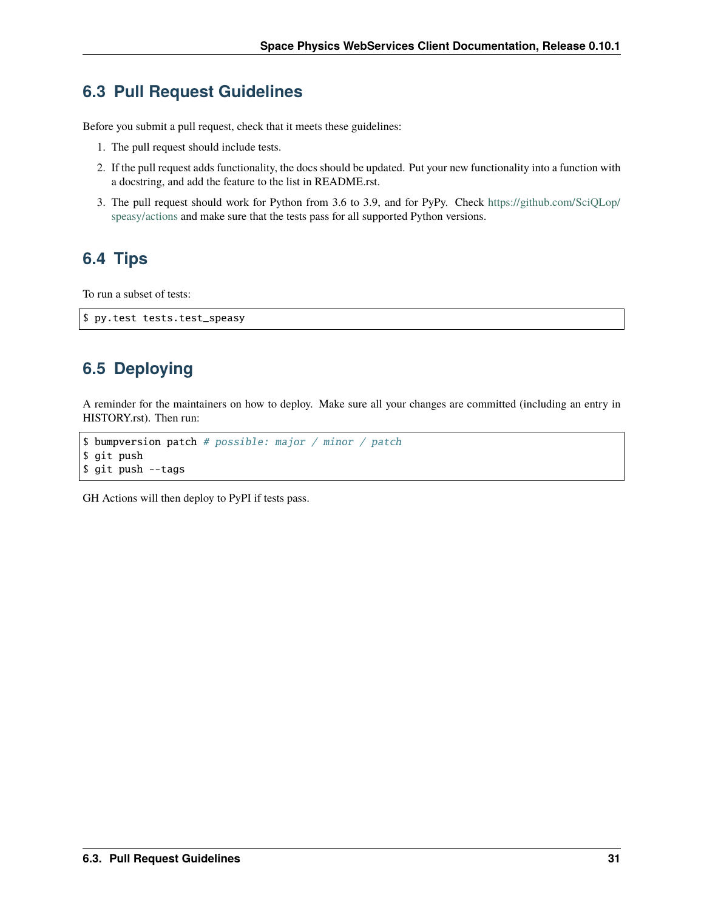## 6.3 Pull Request Guidelines

Before you submit a pull request, check that it meets these guidelines:

1. The pull request should include tests.
2. If the pull request adds functionality, the docs should be updated. Put your new functionality into a function with a docstring, and add the feature to the list in README.rst.
3. The pull request should work for Python from 3.6 to 3.9, and for PyPy. Check https://github.com/SciQLop/speasy/actions and make sure that the tests pass for all supported Python versions.

## 6.4 Tips

To run a subset of tests:

```
$ py.test tests.test_speasy
```

## 6.5 Deploying

A reminder for the maintainers on how to deploy. Make sure all your changes are committed (including an entry in HISTORY.rst). Then run:

```
$ bumpversion patch # possible: major / minor / patch
$ git push
$ git push --tags
```

GH Actions will then deploy to PyPI if tests pass.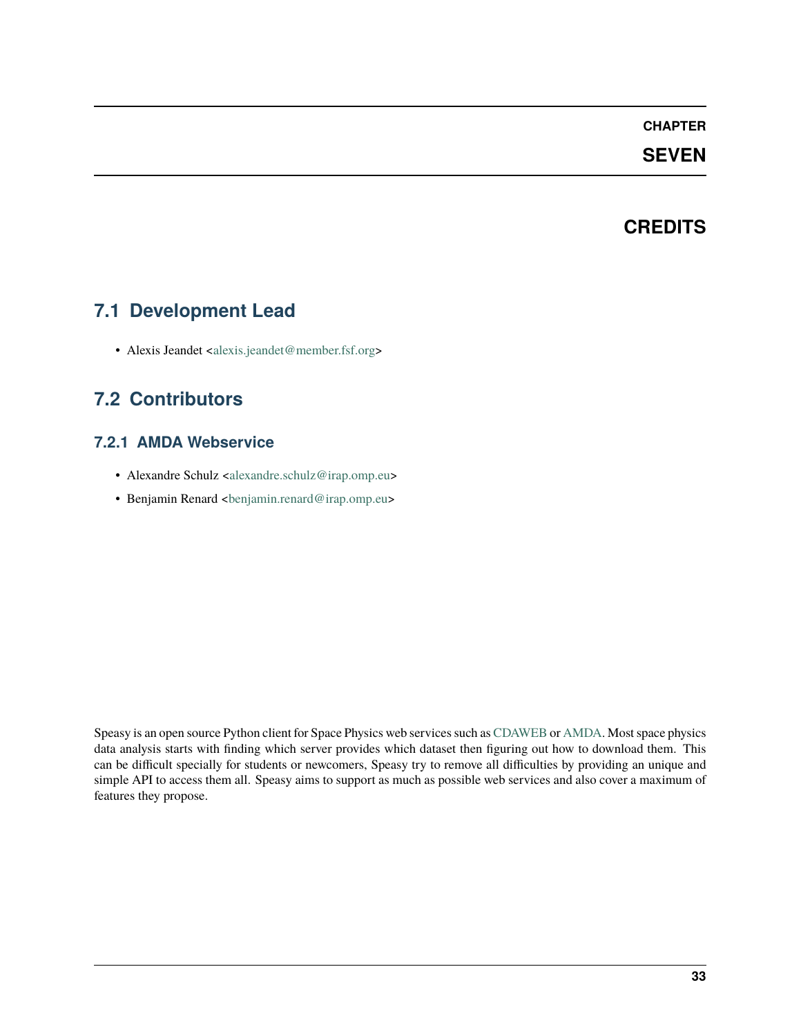# CHAPTER SEVEN

# CREDITS

## 7.1 Development Lead

- Alexis Jeandet <alexis.jeandet@member.fsf.org>

## 7.2 Contributors

### 7.2.1 AMDA Webservice

- Alexandre Schulz <alexandre.schulz@irap.omp.eu>
- Benjamin Renard <benjamin.renard@irap.omp.eu>

Speasy is an open source Python client for Space Physics web services such as CDAWEB or AMDA. Most space physics data analysis starts with finding which server provides which dataset then figuring out how to download them. This can be difficult specially for students or newcomers, Speasy try to remove all difficulties by providing an unique and simple API to access them all. Speasy aims to support as much as possible web services and also cover a maximum of features they propose.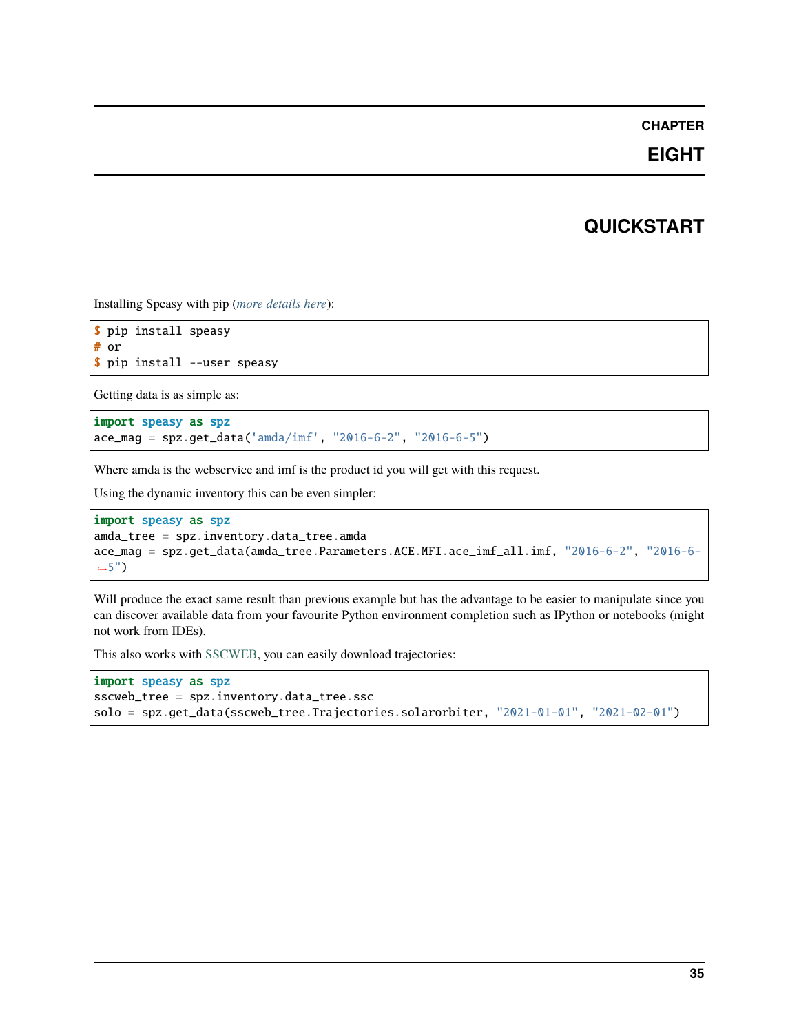# CHAPTER EIGHT

# QUICKSTART

Installing Speasy with pip (*more details here*):

```
$ pip install speasy
# or
$ pip install --user speasy
```

Getting data is as simple as:

```
import speasy as spz
ace_mag = spz.get_data('amda/imf', "2016-6-2", "2016-6-5")
```

Where amda is the webservice and imf is the product id you will get with this request.

Using the dynamic inventory this can be even simpler:

```
import speasy as spz
amda_tree = spz.inventory.data_tree.amda
ace_mag = spz.get_data(amda_tree.Parameters.ACE.MFI.ace_imf_all.imf, "2016-6-2", "2016-6-5")
```

Will produce the exact same result than previous example but has the advantage to be easier to manipulate since you can discover available data from your favourite Python environment completion such as IPython or notebooks (might not work from IDEs).

This also works with SSCWEB, you can easily download trajectories:

```
import speasy as spz
sscweb_tree = spz.inventory.data_tree.ssc
solo = spz.get_data(sscweb_tree.Trajectories.solarorbiter, "2021-01-01", "2021-02-01")
```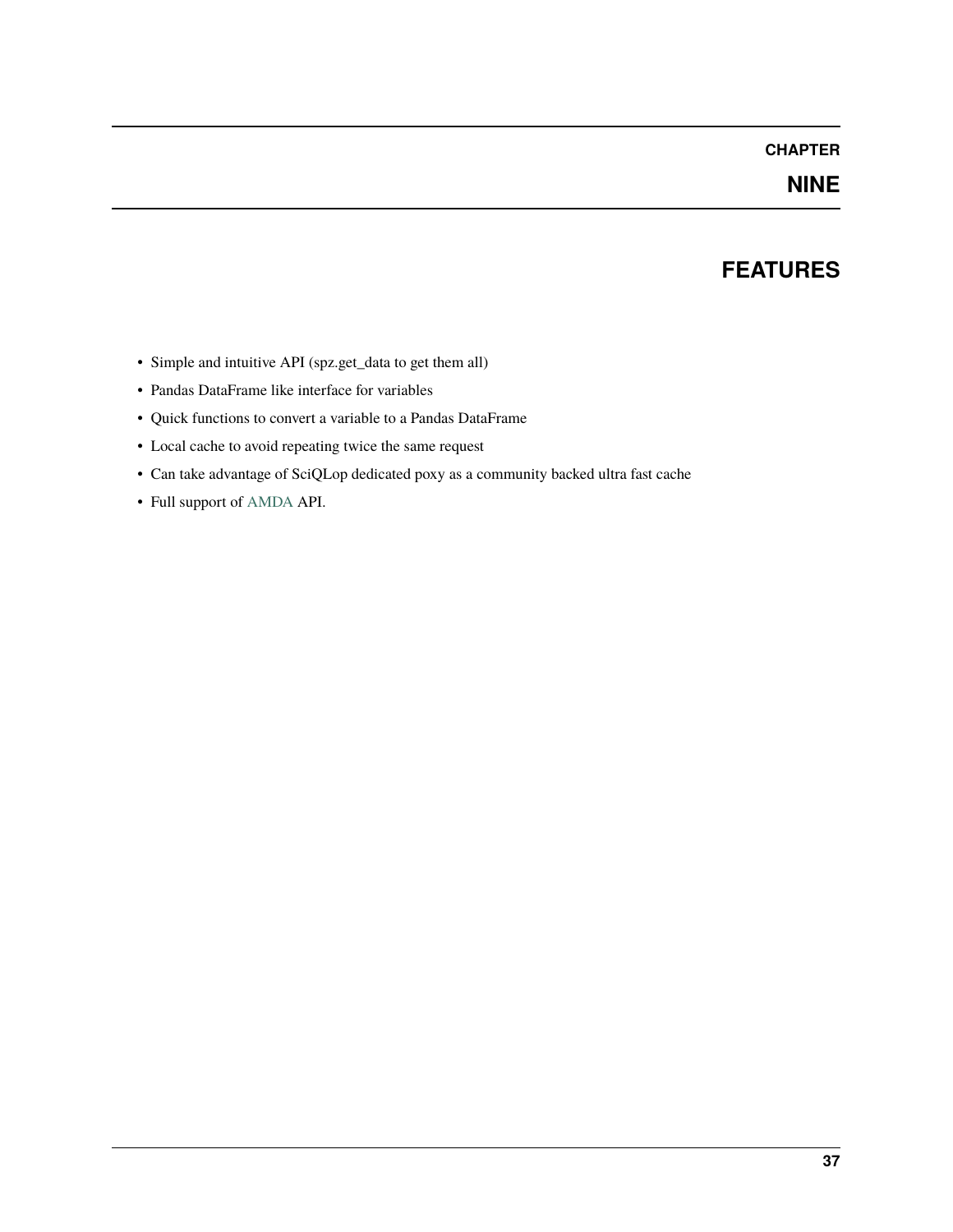# CHAPTER NINE

# FEATURES

- Simple and intuitive API (spz.get_data to get them all)
- Pandas DataFrame like interface for variables
- Quick functions to convert a variable to a Pandas DataFrame
- Local cache to avoid repeating twice the same request
- Can take advantage of SciQLop dedicated poxy as a community backed ultra fast cache
- Full support of AMDA API.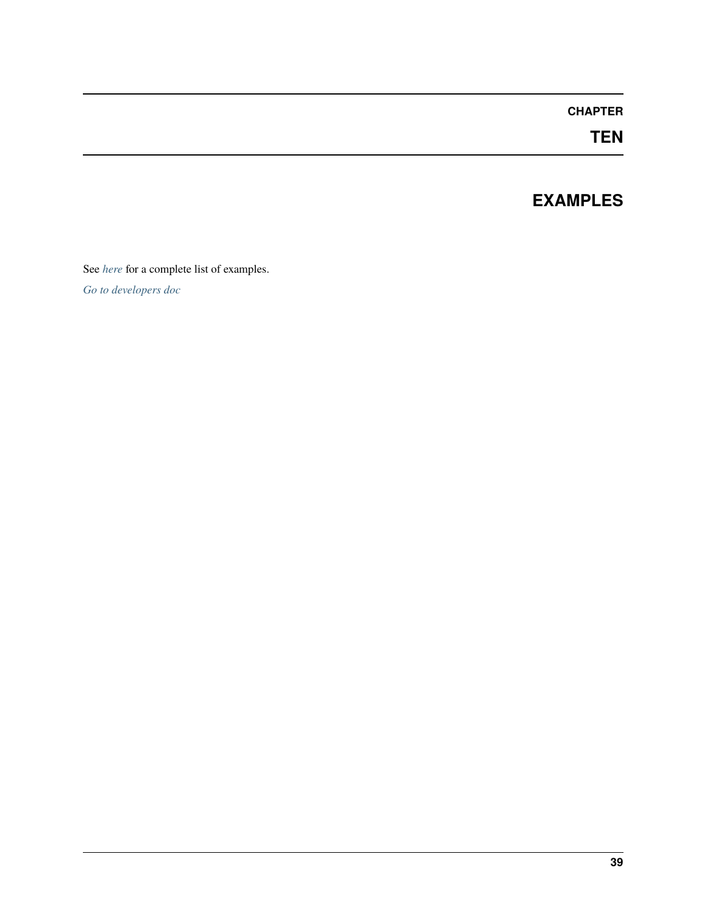# CHAPTER TEN

# EXAMPLES

See *here* for a complete list of examples.

*Go to developers doc*